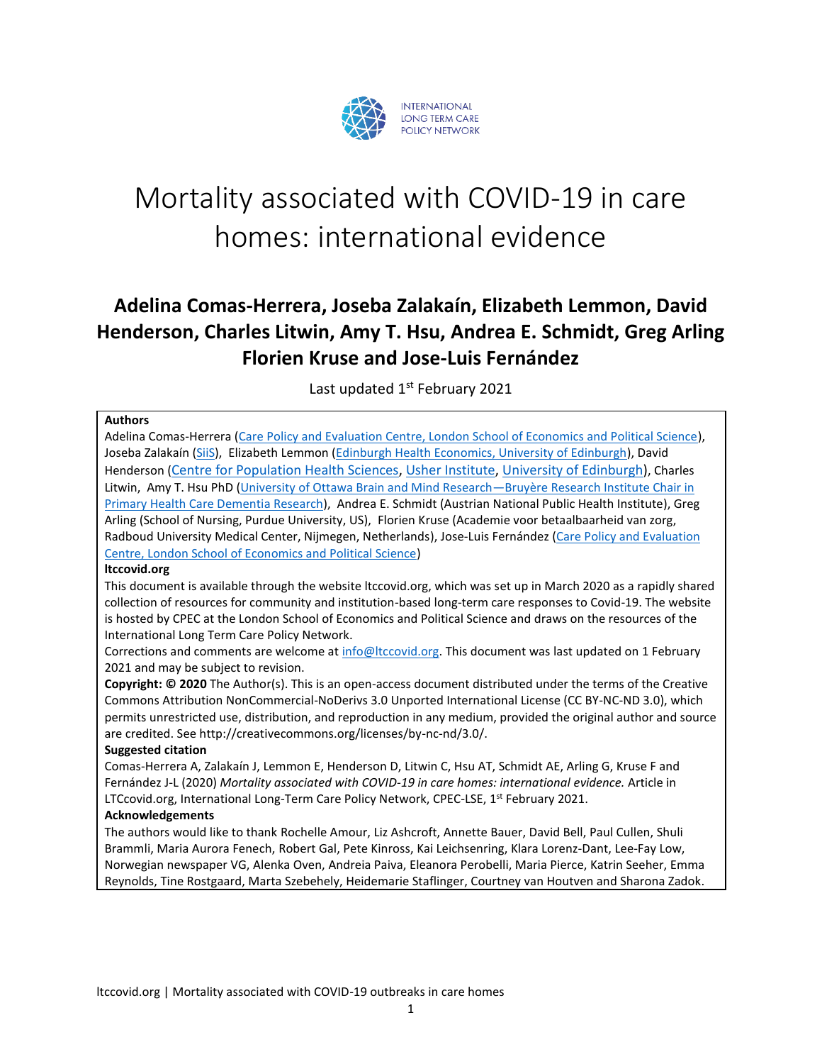INTERNATIONAL LONG TERM CARE POLICY NETWORK

# Mortality associated with COVID-19 in care homes: international evidence

## Adelina Comas-Herrera, Joseba Zalakaín, Elizabeth Lemmon, David Henderson, Charles Litwin, Amy T. Hsu, Andrea E. Schmidt, Greg Arling Florien Kruse and Jose-Luis Fernández

Last updated 1st February 2021

**Authors**

Adelina Comas-Herrera (Care Policy and Evaluation Centre, London School of Economics and Political Science), Joseba Zalakaín (SiiS), Elizabeth Lemmon (Edinburgh Health Economics, University of Edinburgh), David Henderson (Centre for Population Health Sciences, Usher Institute, University of Edinburgh), Charles Litwin, Amy T. Hsu PhD (University of Ottawa Brain and Mind Research—Bruyère Research Institute Chair in Primary Health Care Dementia Research), Andrea E. Schmidt (Austrian National Public Health Institute), Greg Arling (School of Nursing, Purdue University, US), Florien Kruse (Academie voor betaalbaarheid van zorg, Radboud University Medical Center, Nijmegen, Netherlands), Jose-Luis Fernández (Care Policy and Evaluation Centre, London School of Economics and Political Science)

**ltccovid.org**

This document is available through the website ltccovid.org, which was set up in March 2020 as a rapidly shared collection of resources for community and institution-based long-term care responses to Covid-19. The website is hosted by CPEC at the London School of Economics and Political Science and draws on the resources of the International Long Term Care Policy Network.

Corrections and comments are welcome at info@ltccovid.org. This document was last updated on 1 February 2021 and may be subject to revision.

**Copyright: © 2020** The Author(s). This is an open-access document distributed under the terms of the Creative Commons Attribution NonCommercial-NoDerivs 3.0 Unported International License (CC BY-NC-ND 3.0), which permits unrestricted use, distribution, and reproduction in any medium, provided the original author and source are credited. See http://creativecommons.org/licenses/by-nc-nd/3.0/.

**Suggested citation**

Comas-Herrera A, Zalakaín J, Lemmon E, Henderson D, Litwin C, Hsu AT, Schmidt AE, Arling G, Kruse F and Fernández J-L (2020) *Mortality associated with COVID-19 in care homes: international evidence.* Article in LTCcovid.org, International Long-Term Care Policy Network, CPEC-LSE, 1st February 2021.

**Acknowledgements**

The authors would like to thank Rochelle Amour, Liz Ashcroft, Annette Bauer, David Bell, Paul Cullen, Shuli Brammli, Maria Aurora Fenech, Robert Gal, Pete Kinross, Kai Leichsenring, Klara Lorenz-Dant, Lee-Fay Low, Norwegian newspaper VG, Alenka Oven, Andreia Paiva, Eleanora Perobelli, Maria Pierce, Katrin Seeher, Emma Reynolds, Tine Rostgaard, Marta Szebehely, Heidemarie Staflinger, Courtney van Houtven and Sharona Zadok.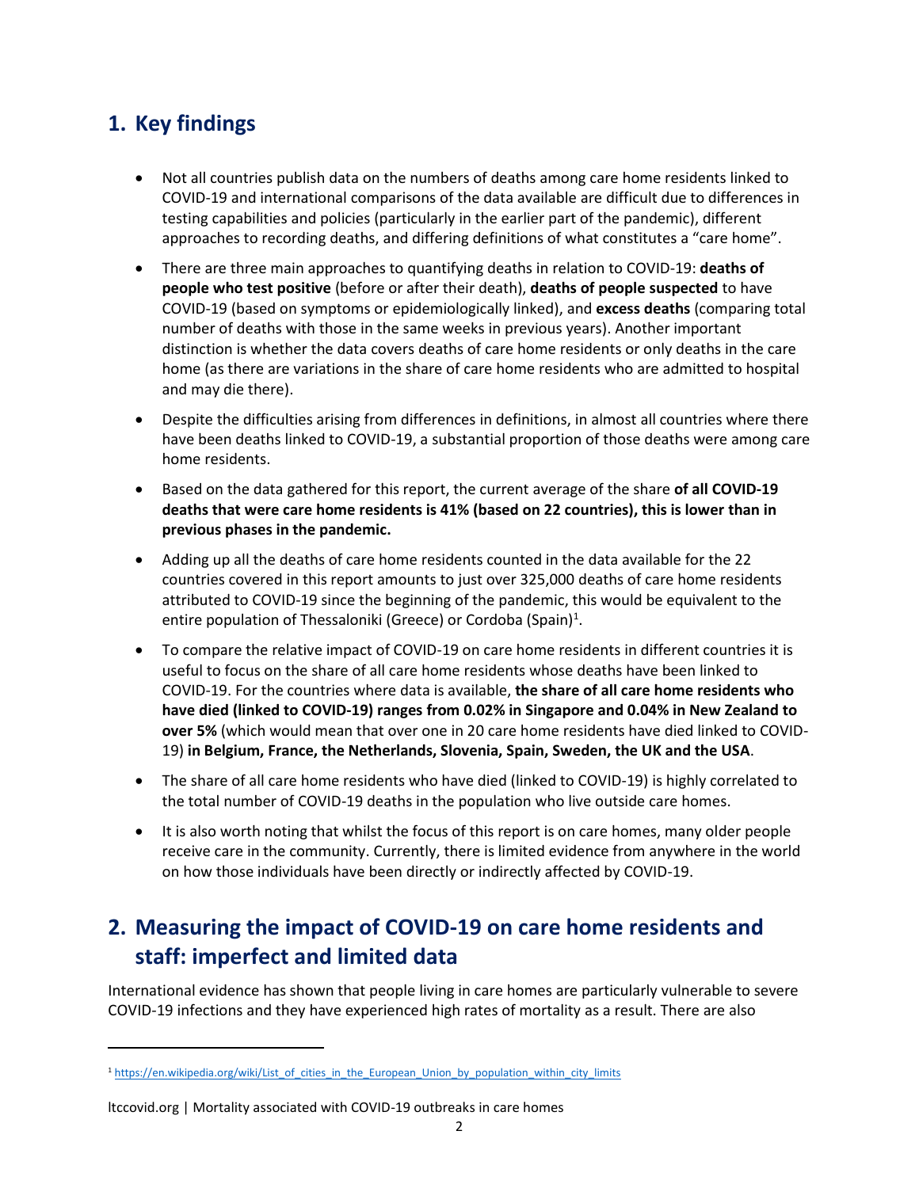## 1. Key findings

- Not all countries publish data on the numbers of deaths among care home residents linked to COVID-19 and international comparisons of the data available are difficult due to differences in testing capabilities and policies (particularly in the earlier part of the pandemic), different approaches to recording deaths, and differing definitions of what constitutes a "care home".
- There are three main approaches to quantifying deaths in relation to COVID-19: **deaths of people who test positive** (before or after their death), **deaths of people suspected** to have COVID-19 (based on symptoms or epidemiologically linked), and **excess deaths** (comparing total number of deaths with those in the same weeks in previous years). Another important distinction is whether the data covers deaths of care home residents or only deaths in the care home (as there are variations in the share of care home residents who are admitted to hospital and may die there).
- Despite the difficulties arising from differences in definitions, in almost all countries where there have been deaths linked to COVID-19, a substantial proportion of those deaths were among care home residents.
- Based on the data gathered for this report, the current average of the share **of all COVID-19 deaths that were care home residents is 41% (based on 22 countries), this is lower than in previous phases in the pandemic.**
- Adding up all the deaths of care home residents counted in the data available for the 22 countries covered in this report amounts to just over 325,000 deaths of care home residents attributed to COVID-19 since the beginning of the pandemic, this would be equivalent to the entire population of Thessaloniki (Greece) or Cordoba (Spain)[1].
- To compare the relative impact of COVID-19 on care home residents in different countries it is useful to focus on the share of all care home residents whose deaths have been linked to COVID-19. For the countries where data is available, **the share of all care home residents who have died (linked to COVID-19) ranges from 0.02% in Singapore and 0.04% in New Zealand to over 5%** (which would mean that over one in 20 care home residents have died linked to COVID-19) **in Belgium, France, the Netherlands, Slovenia, Spain, Sweden, the UK and the USA**.
- The share of all care home residents who have died (linked to COVID-19) is highly correlated to the total number of COVID-19 deaths in the population who live outside care homes.
- It is also worth noting that whilst the focus of this report is on care homes, many older people receive care in the community. Currently, there is limited evidence from anywhere in the world on how those individuals have been directly or indirectly affected by COVID-19.

## 2. Measuring the impact of COVID-19 on care home residents and staff: imperfect and limited data

International evidence has shown that people living in care homes are particularly vulnerable to severe COVID-19 infections and they have experienced high rates of mortality as a result. There are also

[1] https://en.wikipedia.org/wiki/List_of_cities_in_the_European_Union_by_population_within_city_limits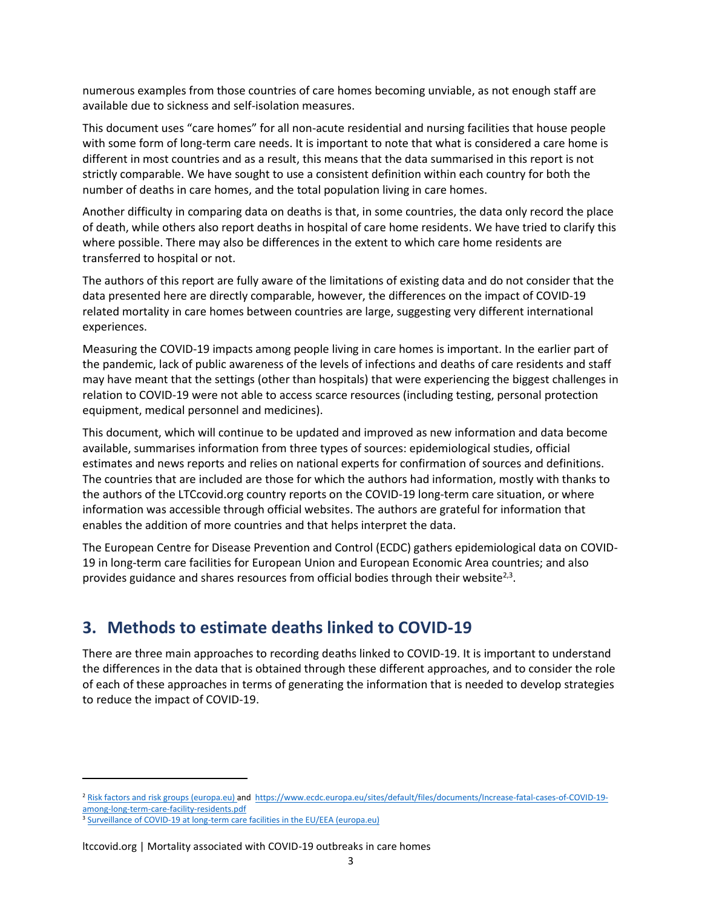numerous examples from those countries of care homes becoming unviable, as not enough staff are available due to sickness and self-isolation measures.

This document uses "care homes" for all non-acute residential and nursing facilities that house people with some form of long-term care needs. It is important to note that what is considered a care home is different in most countries and as a result, this means that the data summarised in this report is not strictly comparable. We have sought to use a consistent definition within each country for both the number of deaths in care homes, and the total population living in care homes.

Another difficulty in comparing data on deaths is that, in some countries, the data only record the place of death, while others also report deaths in hospital of care home residents. We have tried to clarify this where possible. There may also be differences in the extent to which care home residents are transferred to hospital or not.

The authors of this report are fully aware of the limitations of existing data and do not consider that the data presented here are directly comparable, however, the differences on the impact of COVID-19 related mortality in care homes between countries are large, suggesting very different international experiences.

Measuring the COVID-19 impacts among people living in care homes is important. In the earlier part of the pandemic, lack of public awareness of the levels of infections and deaths of care residents and staff may have meant that the settings (other than hospitals) that were experiencing the biggest challenges in relation to COVID-19 were not able to access scarce resources (including testing, personal protection equipment, medical personnel and medicines).

This document, which will continue to be updated and improved as new information and data become available, summarises information from three types of sources: epidemiological studies, official estimates and news reports and relies on national experts for confirmation of sources and definitions. The countries that are included are those for which the authors had information, mostly with thanks to the authors of the LTCcovid.org country reports on the COVID-19 long-term care situation, or where information was accessible through official websites. The authors are grateful for information that enables the addition of more countries and that helps interpret the data.

The European Centre for Disease Prevention and Control (ECDC) gathers epidemiological data on COVID-19 in long-term care facilities for European Union and European Economic Area countries; and also provides guidance and shares resources from official bodies through their website[2,3].

## 3. Methods to estimate deaths linked to COVID-19

There are three main approaches to recording deaths linked to COVID-19. It is important to understand the differences in the data that is obtained through these different approaches, and to consider the role of each of these approaches in terms of generating the information that is needed to develop strategies to reduce the impact of COVID-19.

---

[2] Risk factors and risk groups (europa.eu) and https://www.ecdc.europa.eu/sites/default/files/documents/Increase-fatal-cases-of-COVID-19-among-long-term-care-facility-residents.pdf

[3] Surveillance of COVID-19 at long-term care facilities in the EU/EEA (europa.eu)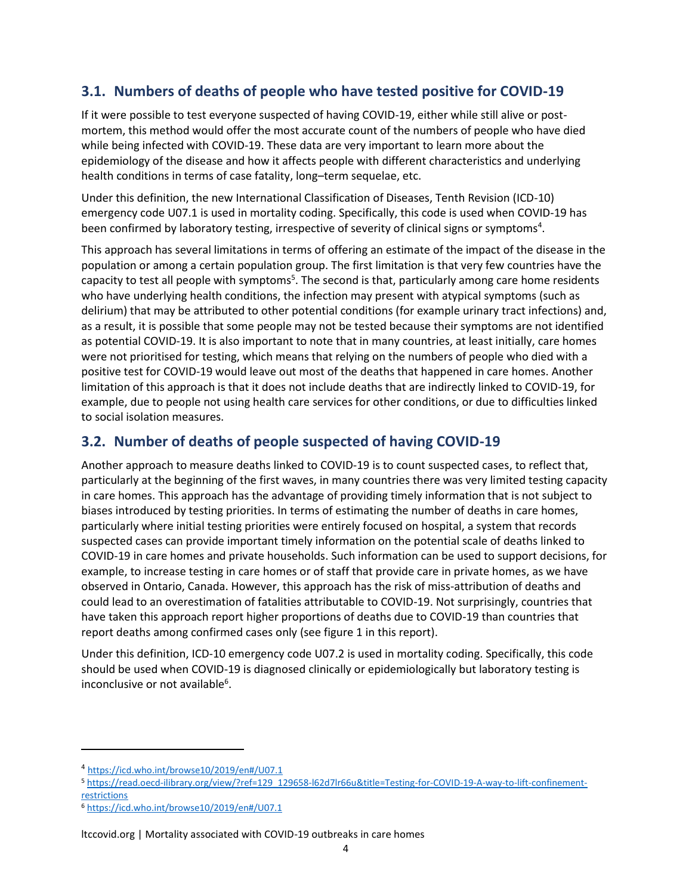## 3.1. Numbers of deaths of people who have tested positive for COVID-19

If it were possible to test everyone suspected of having COVID-19, either while still alive or post-mortem, this method would offer the most accurate count of the numbers of people who have died while being infected with COVID-19. These data are very important to learn more about the epidemiology of the disease and how it affects people with different characteristics and underlying health conditions in terms of case fatality, long–term sequelae, etc.

Under this definition, the new International Classification of Diseases, Tenth Revision (ICD-10) emergency code U07.1 is used in mortality coding. Specifically, this code is used when COVID-19 has been confirmed by laboratory testing, irrespective of severity of clinical signs or symptoms[4].

This approach has several limitations in terms of offering an estimate of the impact of the disease in the population or among a certain population group. The first limitation is that very few countries have the capacity to test all people with symptoms[5]. The second is that, particularly among care home residents who have underlying health conditions, the infection may present with atypical symptoms (such as delirium) that may be attributed to other potential conditions (for example urinary tract infections) and, as a result, it is possible that some people may not be tested because their symptoms are not identified as potential COVID-19. It is also important to note that in many countries, at least initially, care homes were not prioritised for testing, which means that relying on the numbers of people who died with a positive test for COVID-19 would leave out most of the deaths that happened in care homes. Another limitation of this approach is that it does not include deaths that are indirectly linked to COVID-19, for example, due to people not using health care services for other conditions, or due to difficulties linked to social isolation measures.

## 3.2. Number of deaths of people suspected of having COVID-19

Another approach to measure deaths linked to COVID-19 is to count suspected cases, to reflect that, particularly at the beginning of the first waves, in many countries there was very limited testing capacity in care homes. This approach has the advantage of providing timely information that is not subject to biases introduced by testing priorities. In terms of estimating the number of deaths in care homes, particularly where initial testing priorities were entirely focused on hospital, a system that records suspected cases can provide important timely information on the potential scale of deaths linked to COVID-19 in care homes and private households. Such information can be used to support decisions, for example, to increase testing in care homes or of staff that provide care in private homes, as we have observed in Ontario, Canada. However, this approach has the risk of miss-attribution of deaths and could lead to an overestimation of fatalities attributable to COVID-19. Not surprisingly, countries that have taken this approach report higher proportions of deaths due to COVID-19 than countries that report deaths among confirmed cases only (see figure 1 in this report).

Under this definition, ICD-10 emergency code U07.2 is used in mortality coding. Specifically, this code should be used when COVID-19 is diagnosed clinically or epidemiologically but laboratory testing is inconclusive or not available[6].

---

[4] https://icd.who.int/browse10/2019/en#/U07.1

[5] https://read.oecd-ilibrary.org/view/?ref=129_129658-l62d7lr66u&title=Testing-for-COVID-19-A-way-to-lift-confinement-restrictions

[6] https://icd.who.int/browse10/2019/en#/U07.1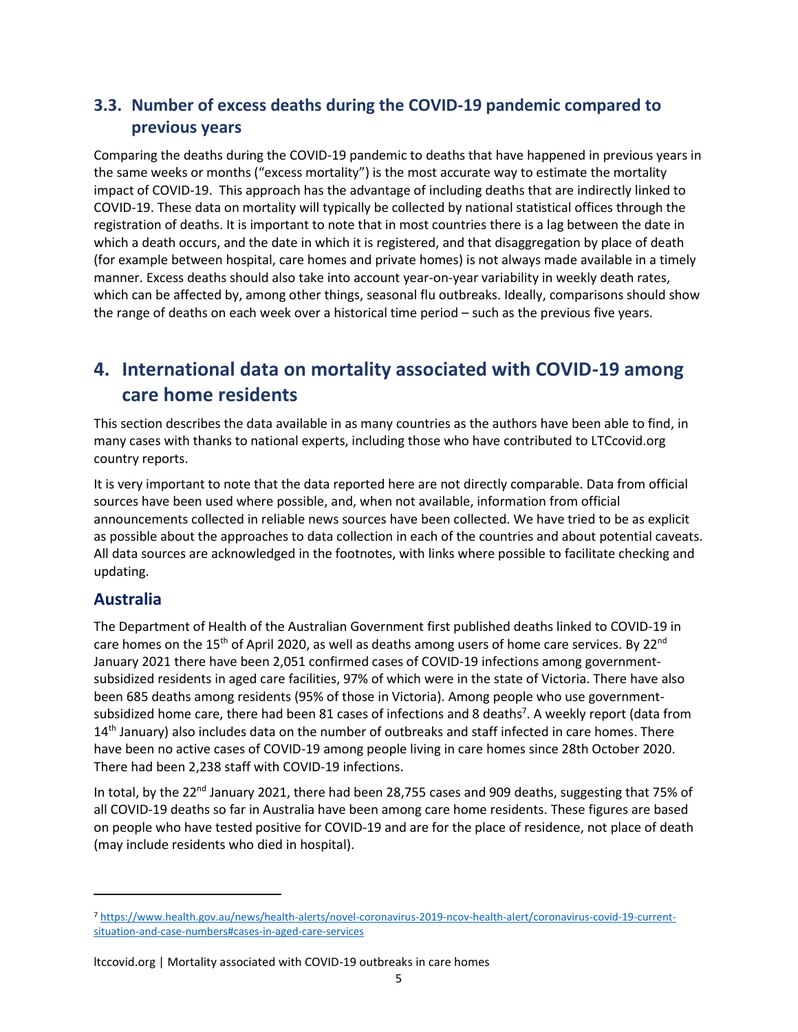## 3.3. Number of excess deaths during the COVID-19 pandemic compared to previous years

Comparing the deaths during the COVID-19 pandemic to deaths that have happened in previous years in the same weeks or months ("excess mortality") is the most accurate way to estimate the mortality impact of COVID-19. This approach has the advantage of including deaths that are indirectly linked to COVID-19. These data on mortality will typically be collected by national statistical offices through the registration of deaths. It is important to note that in most countries there is a lag between the date in which a death occurs, and the date in which it is registered, and that disaggregation by place of death (for example between hospital, care homes and private homes) is not always made available in a timely manner. Excess deaths should also take into account year-on-year variability in weekly death rates, which can be affected by, among other things, seasonal flu outbreaks. Ideally, comparisons should show the range of deaths on each week over a historical time period – such as the previous five years.

# 4. International data on mortality associated with COVID-19 among care home residents

This section describes the data available in as many countries as the authors have been able to find, in many cases with thanks to national experts, including those who have contributed to LTCcovid.org country reports.

It is very important to note that the data reported here are not directly comparable. Data from official sources have been used where possible, and, when not available, information from official announcements collected in reliable news sources have been collected. We have tried to be as explicit as possible about the approaches to data collection in each of the countries and about potential caveats. All data sources are acknowledged in the footnotes, with links where possible to facilitate checking and updating.

## Australia

The Department of Health of the Australian Government first published deaths linked to COVID-19 in care homes on the 15th of April 2020, as well as deaths among users of home care services. By 22nd January 2021 there have been 2,051 confirmed cases of COVID-19 infections among government-subsidized residents in aged care facilities, 97% of which were in the state of Victoria. There have also been 685 deaths among residents (95% of those in Victoria). Among people who use government-subsidized home care, there had been 81 cases of infections and 8 deaths[7]. A weekly report (data from 14th January) also includes data on the number of outbreaks and staff infected in care homes. There have been no active cases of COVID-19 among people living in care homes since 28th October 2020. There had been 2,238 staff with COVID-19 infections.

In total, by the 22nd January 2021, there had been 28,755 cases and 909 deaths, suggesting that 75% of all COVID-19 deaths so far in Australia have been among care home residents. These figures are based on people who have tested positive for COVID-19 and are for the place of residence, not place of death (may include residents who died in hospital).

---

[7] https://www.health.gov.au/news/health-alerts/novel-coronavirus-2019-ncov-health-alert/coronavirus-covid-19-current-situation-and-case-numbers#cases-in-aged-care-services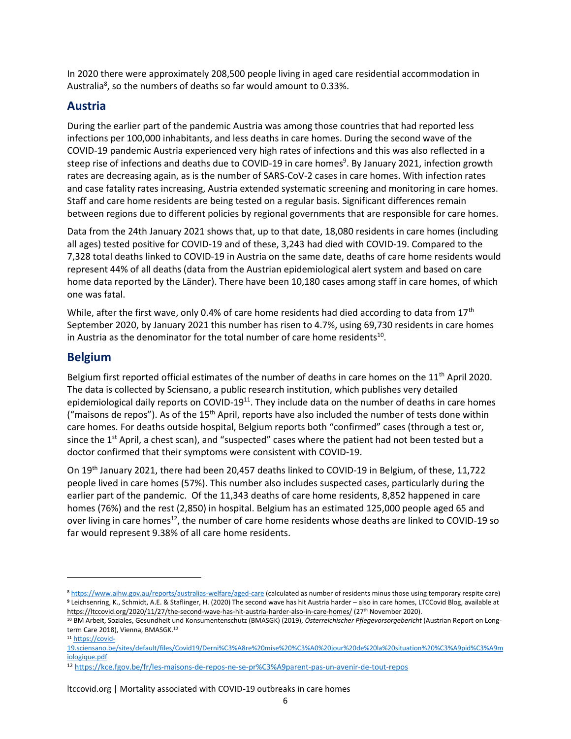In 2020 there were approximately 208,500 people living in aged care residential accommodation in Australia[8], so the numbers of deaths so far would amount to 0.33%.

## Austria

During the earlier part of the pandemic Austria was among those countries that had reported less infections per 100,000 inhabitants, and less deaths in care homes. During the second wave of the COVID-19 pandemic Austria experienced very high rates of infections and this was also reflected in a steep rise of infections and deaths due to COVID-19 in care homes[9]. By January 2021, infection growth rates are decreasing again, as is the number of SARS-CoV-2 cases in care homes. With infection rates and case fatality rates increasing, Austria extended systematic screening and monitoring in care homes. Staff and care home residents are being tested on a regular basis. Significant differences remain between regions due to different policies by regional governments that are responsible for care homes.

Data from the 24th January 2021 shows that, up to that date, 18,080 residents in care homes (including all ages) tested positive for COVID-19 and of these, 3,243 had died with COVID-19. Compared to the 7,328 total deaths linked to COVID-19 in Austria on the same date, deaths of care home residents would represent 44% of all deaths (data from the Austrian epidemiological alert system and based on care home data reported by the Länder). There have been 10,180 cases among staff in care homes, of which one was fatal.

While, after the first wave, only 0.4% of care home residents had died according to data from 17th September 2020, by January 2021 this number has risen to 4.7%, using 69,730 residents in care homes in Austria as the denominator for the total number of care home residents[10].

## Belgium

Belgium first reported official estimates of the number of deaths in care homes on the 11th April 2020. The data is collected by Sciensano, a public research institution, which publishes very detailed epidemiological daily reports on COVID-19[11]. They include data on the number of deaths in care homes ("maisons de repos"). As of the 15th April, reports have also included the number of tests done within care homes. For deaths outside hospital, Belgium reports both "confirmed" cases (through a test or, since the 1st April, a chest scan), and "suspected" cases where the patient had not been tested but a doctor confirmed that their symptoms were consistent with COVID-19.

On 19th January 2021, there had been 20,457 deaths linked to COVID-19 in Belgium, of these, 11,722 people lived in care homes (57%). This number also includes suspected cases, particularly during the earlier part of the pandemic. Of the 11,343 deaths of care home residents, 8,852 happened in care homes (76%) and the rest (2,850) in hospital. Belgium has an estimated 125,000 people aged 65 and over living in care homes[12], the number of care home residents whose deaths are linked to COVID-19 so far would represent 9.38% of all care home residents.

---

[8] https://www.aihw.gov.au/reports/australias-welfare/aged-care (calculated as number of residents minus those using temporary respite care)

[9] Leichsenring, K., Schmidt, A.E. & Staflinger, H. (2020) The second wave has hit Austria harder – also in care homes, LTCCovid Blog, available at https://ltccovid.org/2020/11/27/the-second-wave-has-hit-austria-harder-also-in-care-homes/ (27th November 2020).

[10] BM Arbeit, Soziales, Gesundheit und Konsumentenschutz (BMASGK) (2019), *Österreichischer Pflegevorsorgebericht* (Austrian Report on Long-term Care 2018), Vienna, BMASGK.[10]

[11] https://covid-19.sciensano.be/sites/default/files/Covid19/Derni%C3%A8re%20mise%20%C3%A0%20jour%20de%20la%20situation%20%C3%A9pid%C3%A9miologique.pdf

[12] https://kce.fgov.be/fr/les-maisons-de-repos-ne-se-pr%C3%A9parent-pas-un-avenir-de-tout-repos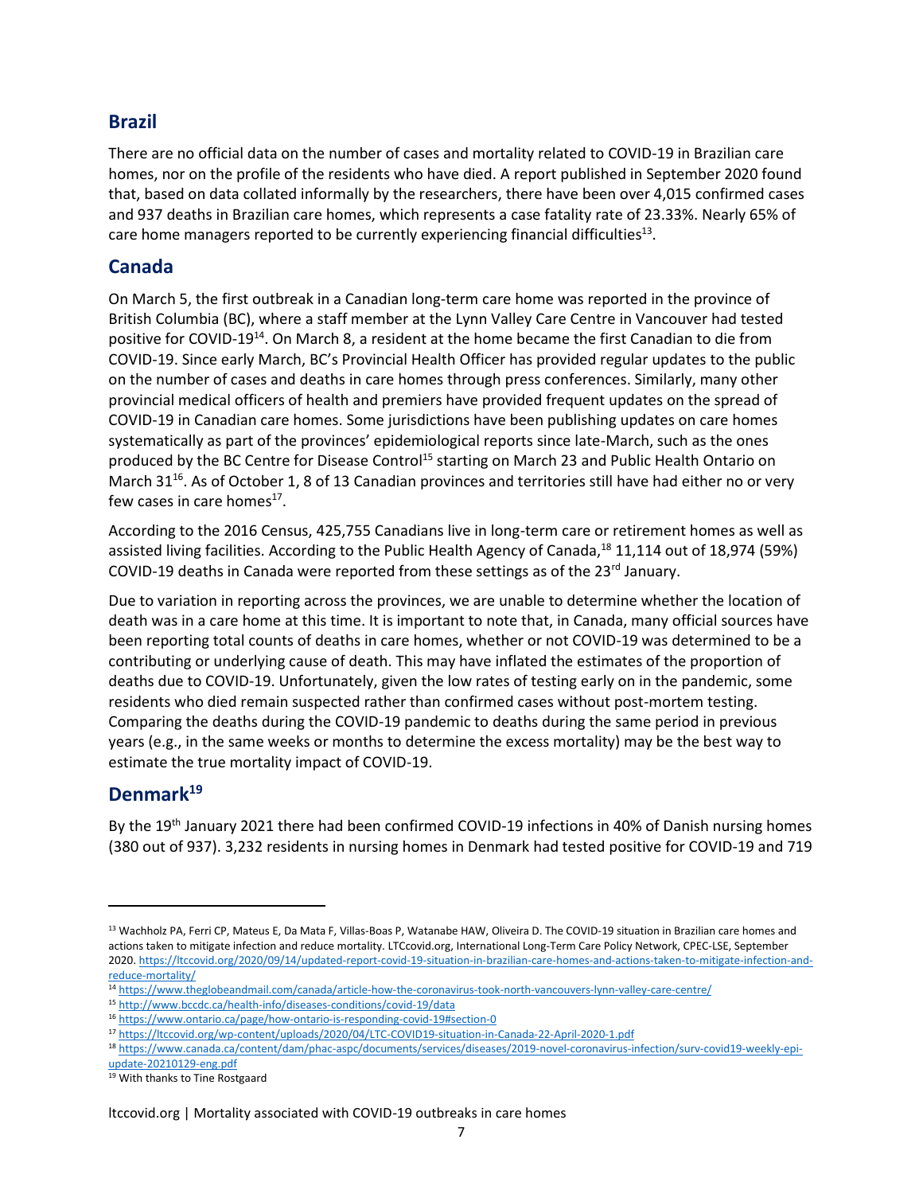## Brazil

There are no official data on the number of cases and mortality related to COVID-19 in Brazilian care homes, nor on the profile of the residents who have died. A report published in September 2020 found that, based on data collated informally by the researchers, there have been over 4,015 confirmed cases and 937 deaths in Brazilian care homes, which represents a case fatality rate of 23.33%. Nearly 65% of care home managers reported to be currently experiencing financial difficulties[13].

## Canada

On March 5, the first outbreak in a Canadian long-term care home was reported in the province of British Columbia (BC), where a staff member at the Lynn Valley Care Centre in Vancouver had tested positive for COVID-19[14]. On March 8, a resident at the home became the first Canadian to die from COVID-19. Since early March, BC's Provincial Health Officer has provided regular updates to the public on the number of cases and deaths in care homes through press conferences. Similarly, many other provincial medical officers of health and premiers have provided frequent updates on the spread of COVID-19 in Canadian care homes. Some jurisdictions have been publishing updates on care homes systematically as part of the provinces' epidemiological reports since late-March, such as the ones produced by the BC Centre for Disease Control[15] starting on March 23 and Public Health Ontario on March 31[16]. As of October 1, 8 of 13 Canadian provinces and territories still have had either no or very few cases in care homes[17].

According to the 2016 Census, 425,755 Canadians live in long-term care or retirement homes as well as assisted living facilities. According to the Public Health Agency of Canada,[18] 11,114 out of 18,974 (59%) COVID-19 deaths in Canada were reported from these settings as of the 23rd January.

Due to variation in reporting across the provinces, we are unable to determine whether the location of death was in a care home at this time. It is important to note that, in Canada, many official sources have been reporting total counts of deaths in care homes, whether or not COVID-19 was determined to be a contributing or underlying cause of death. This may have inflated the estimates of the proportion of deaths due to COVID-19. Unfortunately, given the low rates of testing early on in the pandemic, some residents who died remain suspected rather than confirmed cases without post-mortem testing. Comparing the deaths during the COVID-19 pandemic to deaths during the same period in previous years (e.g., in the same weeks or months to determine the excess mortality) may be the best way to estimate the true mortality impact of COVID-19.

## Denmark[19]

By the 19th January 2021 there had been confirmed COVID-19 infections in 40% of Danish nursing homes (380 out of 937). 3,232 residents in nursing homes in Denmark had tested positive for COVID-19 and 719

---

[13] Wachholz PA, Ferri CP, Mateus E, Da Mata F, Villas-Boas P, Watanabe HAW, Oliveira D. The COVID-19 situation in Brazilian care homes and actions taken to mitigate infection and reduce mortality. LTCcovid.org, International Long-Term Care Policy Network, CPEC-LSE, September 2020. https://ltccovid.org/2020/09/14/updated-report-covid-19-situation-in-brazilian-care-homes-and-actions-taken-to-mitigate-infection-and-reduce-mortality/

[14] https://www.theglobeandmail.com/canada/article-how-the-coronavirus-took-north-vancouvers-lynn-valley-care-centre/

[15] http://www.bccdc.ca/health-info/diseases-conditions/covid-19/data

[16] https://www.ontario.ca/page/how-ontario-is-responding-covid-19#section-0

[17] https://ltccovid.org/wp-content/uploads/2020/04/LTC-COVID19-situation-in-Canada-22-April-2020-1.pdf

[18] https://www.canada.ca/content/dam/phac-aspc/documents/services/diseases/2019-novel-coronavirus-infection/surv-covid19-weekly-epi-update-20210129-eng.pdf

[19] With thanks to Tine Rostgaard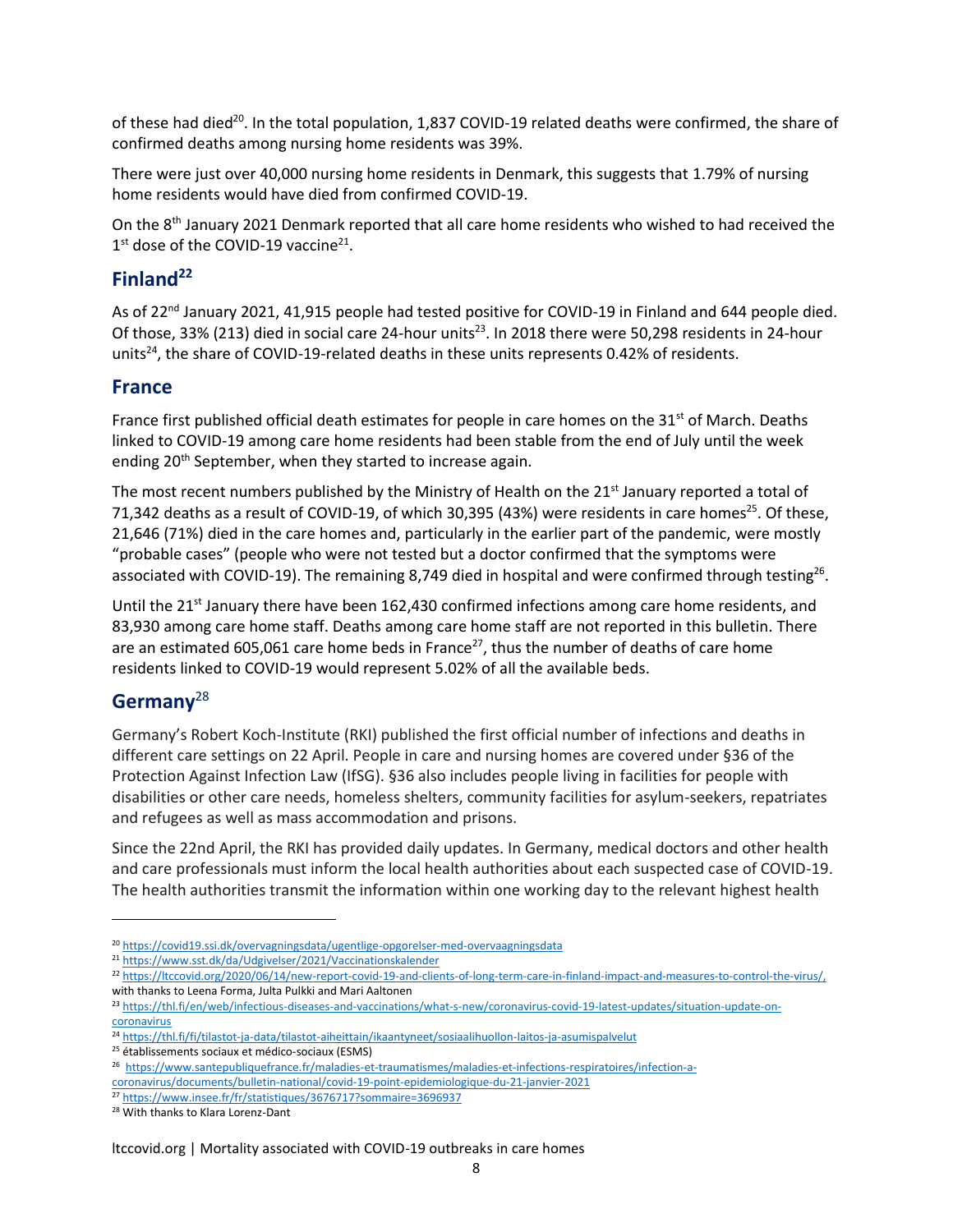of these had died[20]. In the total population, 1,837 COVID-19 related deaths were confirmed, the share of confirmed deaths among nursing home residents was 39%.

There were just over 40,000 nursing home residents in Denmark, this suggests that 1.79% of nursing home residents would have died from confirmed COVID-19.

On the 8th January 2021 Denmark reported that all care home residents who wished to had received the 1st dose of the COVID-19 vaccine[21].

## Finland[22]

As of 22nd January 2021, 41,915 people had tested positive for COVID-19 in Finland and 644 people died. Of those, 33% (213) died in social care 24-hour units[23]. In 2018 there were 50,298 residents in 24-hour units[24], the share of COVID-19-related deaths in these units represents 0.42% of residents.

## France

France first published official death estimates for people in care homes on the 31st of March. Deaths linked to COVID-19 among care home residents had been stable from the end of July until the week ending 20th September, when they started to increase again.

The most recent numbers published by the Ministry of Health on the 21st January reported a total of 71,342 deaths as a result of COVID-19, of which 30,395 (43%) were residents in care homes[25]. Of these, 21,646 (71%) died in the care homes and, particularly in the earlier part of the pandemic, were mostly "probable cases" (people who were not tested but a doctor confirmed that the symptoms were associated with COVID-19). The remaining 8,749 died in hospital and were confirmed through testing[26].

Until the 21st January there have been 162,430 confirmed infections among care home residents, and 83,930 among care home staff. Deaths among care home staff are not reported in this bulletin. There are an estimated 605,061 care home beds in France[27], thus the number of deaths of care home residents linked to COVID-19 would represent 5.02% of all the available beds.

## Germany[28]

Germany's Robert Koch-Institute (RKI) published the first official number of infections and deaths in different care settings on 22 April. People in care and nursing homes are covered under §36 of the Protection Against Infection Law (IfSG). §36 also includes people living in facilities for people with disabilities or other care needs, homeless shelters, community facilities for asylum-seekers, repatriates and refugees as well as mass accommodation and prisons.

Since the 22nd April, the RKI has provided daily updates. In Germany, medical doctors and other health and care professionals must inform the local health authorities about each suspected case of COVID-19. The health authorities transmit the information within one working day to the relevant highest health

---

[20] https://covid19.ssi.dk/overvagningsdata/ugentlige-opgorelser-med-overvaagningsdata

[21] https://www.sst.dk/da/Udgivelser/2021/Vaccinationskalender

[22] https://ltccovid.org/2020/06/14/new-report-covid-19-and-clients-of-long-term-care-in-finland-impact-and-measures-to-control-the-virus/, with thanks to Leena Forma, Julta Pulkki and Mari Aaltonen

[23] https://thl.fi/en/web/infectious-diseases-and-vaccinations/what-s-new/coronavirus-covid-19-latest-updates/situation-update-on-coronavirus

[24] https://thl.fi/fi/tilastot-ja-data/tilastot-aiheittain/ikaantyneet/sosiaalihuollon-laitos-ja-asumispalvelut

[25] établissements sociaux et médico-sociaux (ESMS)

[26] https://www.santepubliquefrance.fr/maladies-et-traumatismes/maladies-et-infections-respiratoires/infection-a-coronavirus/documents/bulletin-national/covid-19-point-epidemiologique-du-21-janvier-2021

[27] https://www.insee.fr/fr/statistiques/3676717?sommaire=3696937

[28] With thanks to Klara Lorenz-Dant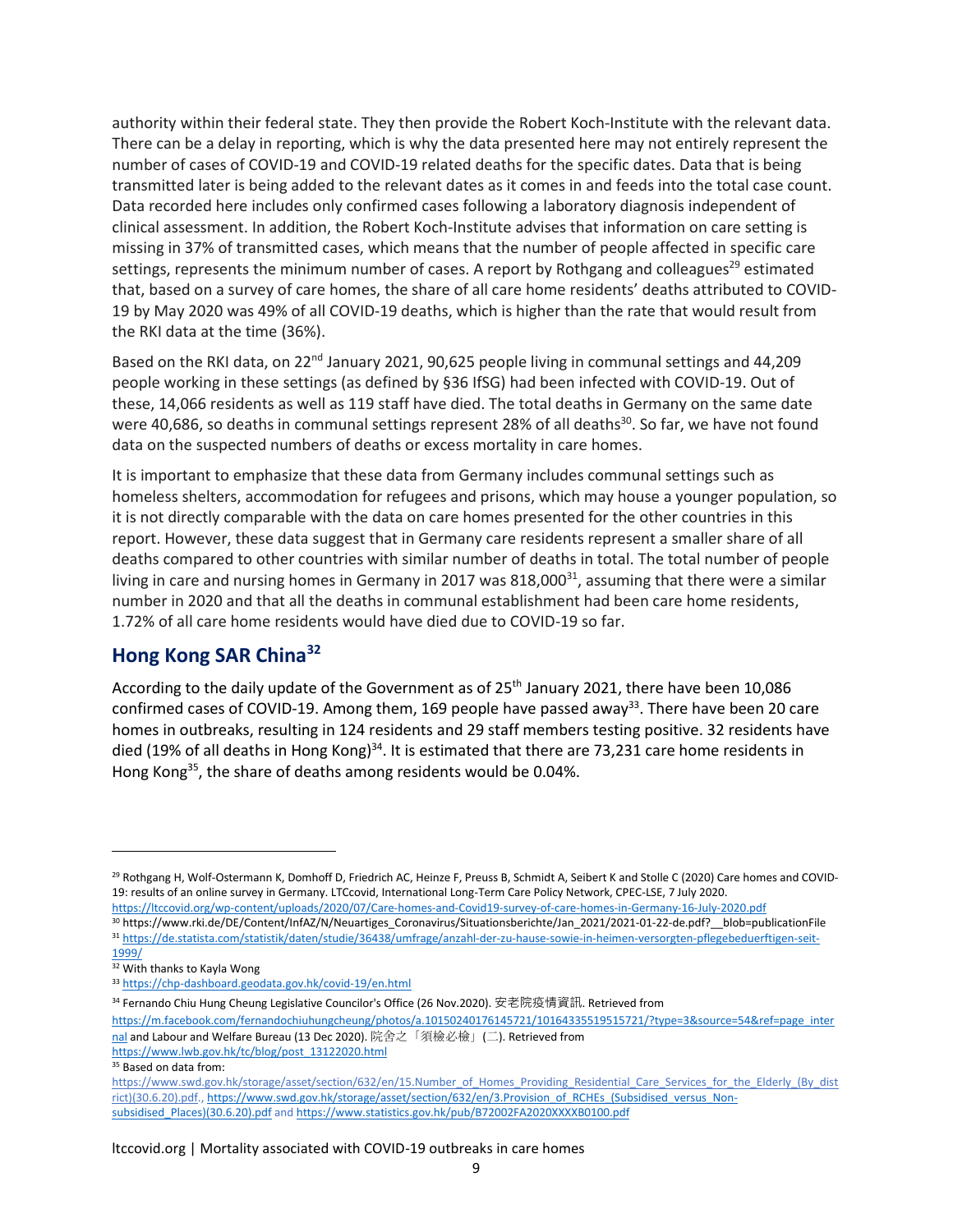authority within their federal state. They then provide the Robert Koch-Institute with the relevant data. There can be a delay in reporting, which is why the data presented here may not entirely represent the number of cases of COVID-19 and COVID-19 related deaths for the specific dates. Data that is being transmitted later is being added to the relevant dates as it comes in and feeds into the total case count. Data recorded here includes only confirmed cases following a laboratory diagnosis independent of clinical assessment. In addition, the Robert Koch-Institute advises that information on care setting is missing in 37% of transmitted cases, which means that the number of people affected in specific care settings, represents the minimum number of cases. A report by Rothgang and colleagues[29] estimated that, based on a survey of care homes, the share of all care home residents' deaths attributed to COVID-19 by May 2020 was 49% of all COVID-19 deaths, which is higher than the rate that would result from the RKI data at the time (36%).

Based on the RKI data, on 22nd January 2021, 90,625 people living in communal settings and 44,209 people working in these settings (as defined by §36 IfSG) had been infected with COVID-19. Out of these, 14,066 residents as well as 119 staff have died. The total deaths in Germany on the same date were 40,686, so deaths in communal settings represent 28% of all deaths[30]. So far, we have not found data on the suspected numbers of deaths or excess mortality in care homes.

It is important to emphasize that these data from Germany includes communal settings such as homeless shelters, accommodation for refugees and prisons, which may house a younger population, so it is not directly comparable with the data on care homes presented for the other countries in this report. However, these data suggest that in Germany care residents represent a smaller share of all deaths compared to other countries with similar number of deaths in total. The total number of people living in care and nursing homes in Germany in 2017 was 818,000[31], assuming that there were a similar number in 2020 and that all the deaths in communal establishment had been care home residents, 1.72% of all care home residents would have died due to COVID-19 so far.

## Hong Kong SAR China[32]

According to the daily update of the Government as of 25th January 2021, there have been 10,086 confirmed cases of COVID-19. Among them, 169 people have passed away[33]. There have been 20 care homes in outbreaks, resulting in 124 residents and 29 staff members testing positive. 32 residents have died (19% of all deaths in Hong Kong)[34]. It is estimated that there are 73,231 care home residents in Hong Kong[35], the share of deaths among residents would be 0.04%.

---

[29] Rothgang H, Wolf-Ostermann K, Domhoff D, Friedrich AC, Heinze F, Preuss B, Schmidt A, Seibert K and Stolle C (2020) Care homes and COVID-19: results of an online survey in Germany. LTCcovid, International Long-Term Care Policy Network, CPEC-LSE, 7 July 2020. https://ltccovid.org/wp-content/uploads/2020/07/Care-homes-and-Covid19-survey-of-care-homes-in-Germany-16-July-2020.pdf

[30] https://www.rki.de/DE/Content/InfAZ/N/Neuartiges_Coronavirus/Situationsberichte/Jan_2021/2021-01-22-de.pdf?__blob=publicationFile

[31] https://de.statista.com/statistik/daten/studie/36438/umfrage/anzahl-der-zu-hause-sowie-in-heimen-versorgten-pflegebeduerftigen-seit-1999/

[32] With thanks to Kayla Wong

[33] https://chp-dashboard.geodata.gov.hk/covid-19/en.html

[34] Fernando Chiu Hung Cheung Legislative Councilor's Office (26 Nov.2020). 安老院疫情資訊. Retrieved from https://m.facebook.com/fernandochiuhungcheung/photos/a.10150240176145721/10164335519515721/?type=3&source=54&ref=page_internal and Labour and Welfare Bureau (13 Dec 2020). 院舍之「須檢必檢」(二). Retrieved from https://www.lwb.gov.hk/tc/blog/post_13122020.html

[35] Based on data from: https://www.swd.gov.hk/storage/asset/section/632/en/15.Number_of_Homes_Providing_Residential_Care_Services_for_the_Elderly_(By_district)(30.6.20).pdf., https://www.swd.gov.hk/storage/asset/section/632/en/3.Provision_of_RCHEs_(Subsidised_versus_Non-subsidised_Places)(30.6.20).pdf and https://www.statistics.gov.hk/pub/B72002FA2020XXXXB0100.pdf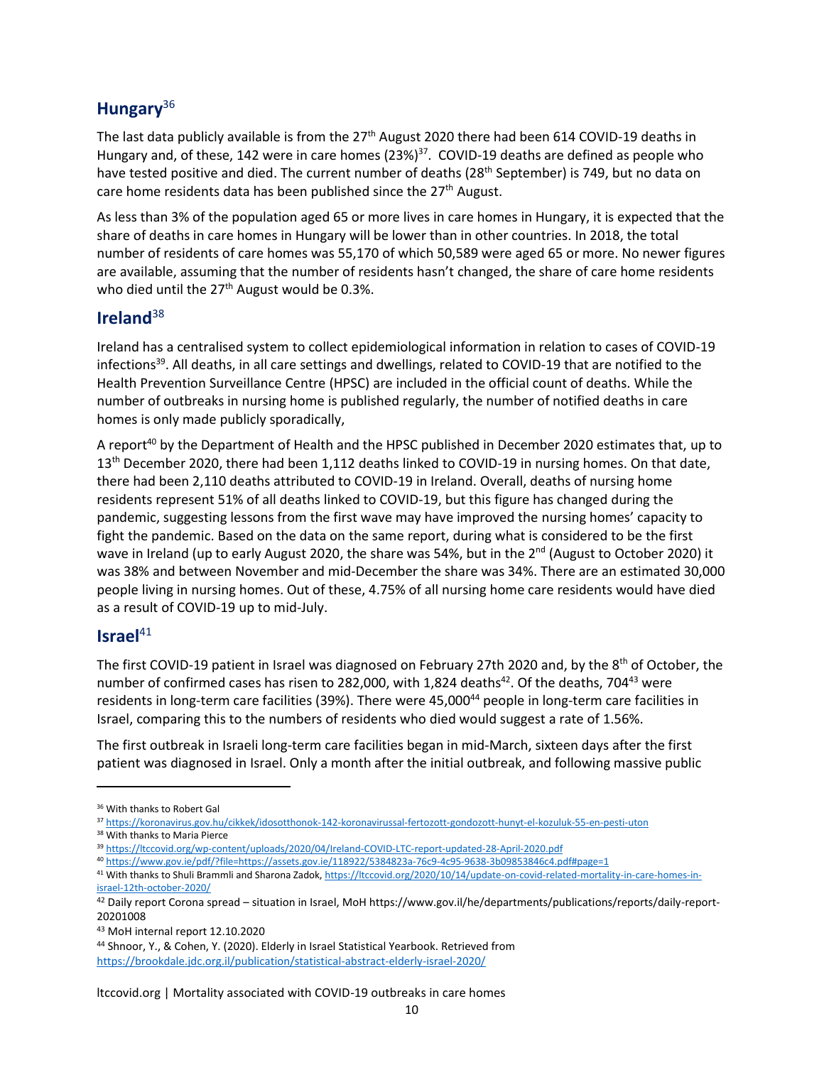## Hungary[36]

The last data publicly available is from the 27th August 2020 there had been 614 COVID-19 deaths in Hungary and, of these, 142 were in care homes (23%)[37]. COVID-19 deaths are defined as people who have tested positive and died. The current number of deaths (28th September) is 749, but no data on care home residents data has been published since the 27th August.

As less than 3% of the population aged 65 or more lives in care homes in Hungary, it is expected that the share of deaths in care homes in Hungary will be lower than in other countries. In 2018, the total number of residents of care homes was 55,170 of which 50,589 were aged 65 or more. No newer figures are available, assuming that the number of residents hasn't changed, the share of care home residents who died until the 27th August would be 0.3%.

## Ireland[38]

Ireland has a centralised system to collect epidemiological information in relation to cases of COVID-19 infections[39]. All deaths, in all care settings and dwellings, related to COVID-19 that are notified to the Health Prevention Surveillance Centre (HPSC) are included in the official count of deaths. While the number of outbreaks in nursing home is published regularly, the number of notified deaths in care homes is only made publicly sporadically,

A report[40] by the Department of Health and the HPSC published in December 2020 estimates that, up to 13th December 2020, there had been 1,112 deaths linked to COVID-19 in nursing homes. On that date, there had been 2,110 deaths attributed to COVID-19 in Ireland. Overall, deaths of nursing home residents represent 51% of all deaths linked to COVID-19, but this figure has changed during the pandemic, suggesting lessons from the first wave may have improved the nursing homes' capacity to fight the pandemic. Based on the data on the same report, during what is considered to be the first wave in Ireland (up to early August 2020, the share was 54%, but in the 2nd (August to October 2020) it was 38% and between November and mid-December the share was 34%. There are an estimated 30,000 people living in nursing homes. Out of these, 4.75% of all nursing home care residents would have died as a result of COVID-19 up to mid-July.

## Israel[41]

The first COVID-19 patient in Israel was diagnosed on February 27th 2020 and, by the 8th of October, the number of confirmed cases has risen to 282,000, with 1,824 deaths[42]. Of the deaths, 704[43] were residents in long-term care facilities (39%). There were 45,000[44] people in long-term care facilities in Israel, comparing this to the numbers of residents who died would suggest a rate of 1.56%.

The first outbreak in Israeli long-term care facilities began in mid-March, sixteen days after the first patient was diagnosed in Israel. Only a month after the initial outbreak, and following massive public

---

[36] With thanks to Robert Gal

[37] https://koronavirus.gov.hu/cikkek/idosotthonok-142-koronavirussal-fertozott-gondozott-hunyt-el-kozuluk-55-en-pesti-uton

[38] With thanks to Maria Pierce

[39] https://ltccovid.org/wp-content/uploads/2020/04/Ireland-COVID-LTC-report-updated-28-April-2020.pdf

[40] https://www.gov.ie/pdf/?file=https://assets.gov.ie/118922/5384823a-76c9-4c95-9638-3b09853846c4.pdf#page=1

[41] With thanks to Shuli Brammli and Sharona Zadok, https://ltccovid.org/2020/10/14/update-on-covid-related-mortality-in-care-homes-in-israel-12th-october-2020/

[42] Daily report Corona spread – situation in Israel, MoH https://www.gov.il/he/departments/publications/reports/daily-report-20201008

[43] MoH internal report 12.10.2020

[44] Shnoor, Y., & Cohen, Y. (2020). Elderly in Israel Statistical Yearbook. Retrieved from https://brookdale.jdc.org.il/publication/statistical-abstract-elderly-israel-2020/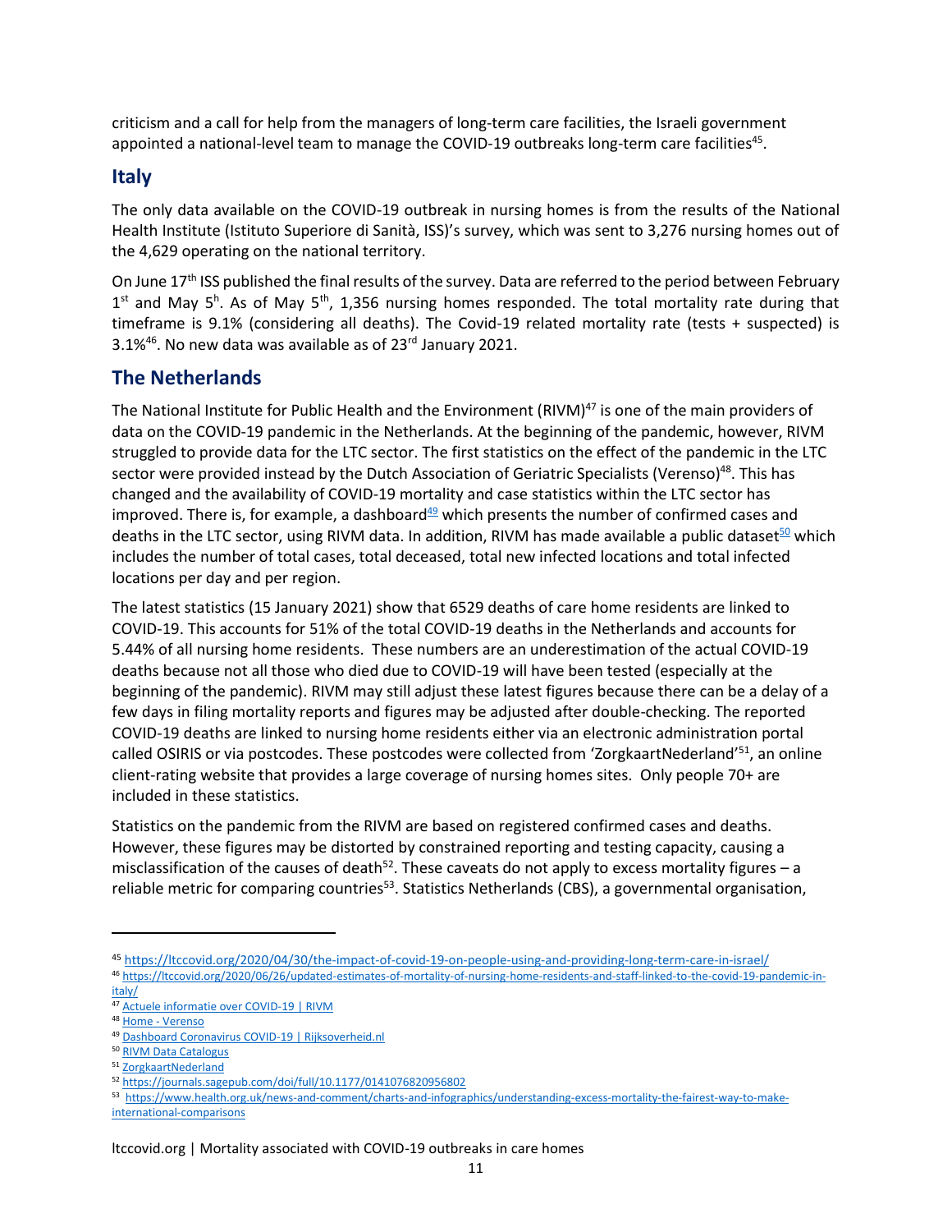criticism and a call for help from the managers of long-term care facilities, the Israeli government appointed a national-level team to manage the COVID-19 outbreaks long-term care facilities[45].

## Italy

The only data available on the COVID-19 outbreak in nursing homes is from the results of the National Health Institute (Istituto Superiore di Sanità, ISS)'s survey, which was sent to 3,276 nursing homes out of the 4,629 operating on the national territory.

On June 17th ISS published the final results of the survey. Data are referred to the period between February 1st and May 5h. As of May 5th, 1,356 nursing homes responded. The total mortality rate during that timeframe is 9.1% (considering all deaths). The Covid-19 related mortality rate (tests + suspected) is 3.1%[46]. No new data was available as of 23rd January 2021.

## The Netherlands

The National Institute for Public Health and the Environment (RIVM)[47] is one of the main providers of data on the COVID-19 pandemic in the Netherlands. At the beginning of the pandemic, however, RIVM struggled to provide data for the LTC sector. The first statistics on the effect of the pandemic in the LTC sector were provided instead by the Dutch Association of Geriatric Specialists (Verenso)[48]. This has changed and the availability of COVID-19 mortality and case statistics within the LTC sector has improved. There is, for example, a dashboard[49] which presents the number of confirmed cases and deaths in the LTC sector, using RIVM data. In addition, RIVM has made available a public dataset[50] which includes the number of total cases, total deceased, total new infected locations and total infected locations per day and per region.

The latest statistics (15 January 2021) show that 6529 deaths of care home residents are linked to COVID-19. This accounts for 51% of the total COVID-19 deaths in the Netherlands and accounts for 5.44% of all nursing home residents. These numbers are an underestimation of the actual COVID-19 deaths because not all those who died due to COVID-19 will have been tested (especially at the beginning of the pandemic). RIVM may still adjust these latest figures because there can be a delay of a few days in filing mortality reports and figures may be adjusted after double-checking. The reported COVID-19 deaths are linked to nursing home residents either via an electronic administration portal called OSIRIS or via postcodes. These postcodes were collected from 'ZorgkaartNederland'[51], an online client-rating website that provides a large coverage of nursing homes sites. Only people 70+ are included in these statistics.

Statistics on the pandemic from the RIVM are based on registered confirmed cases and deaths. However, these figures may be distorted by constrained reporting and testing capacity, causing a misclassification of the causes of death[52]. These caveats do not apply to excess mortality figures – a reliable metric for comparing countries[53]. Statistics Netherlands (CBS), a governmental organisation,

---

[45] https://ltccovid.org/2020/04/30/the-impact-of-covid-19-on-people-using-and-providing-long-term-care-in-israel/

[46] https://ltccovid.org/2020/06/26/updated-estimates-of-mortality-of-nursing-home-residents-and-staff-linked-to-the-covid-19-pandemic-in-italy/

[47] Actuele informatie over COVID-19 | RIVM

[48] Home - Verenso

[49] Dashboard Coronavirus COVID-19 | Rijksoverheid.nl

[50] RIVM Data Catalogus

[51] ZorgkaartNederland

[52] https://journals.sagepub.com/doi/full/10.1177/0141076820956802

[53] https://www.health.org.uk/news-and-comment/charts-and-infographics/understanding-excess-mortality-the-fairest-way-to-make-international-comparisons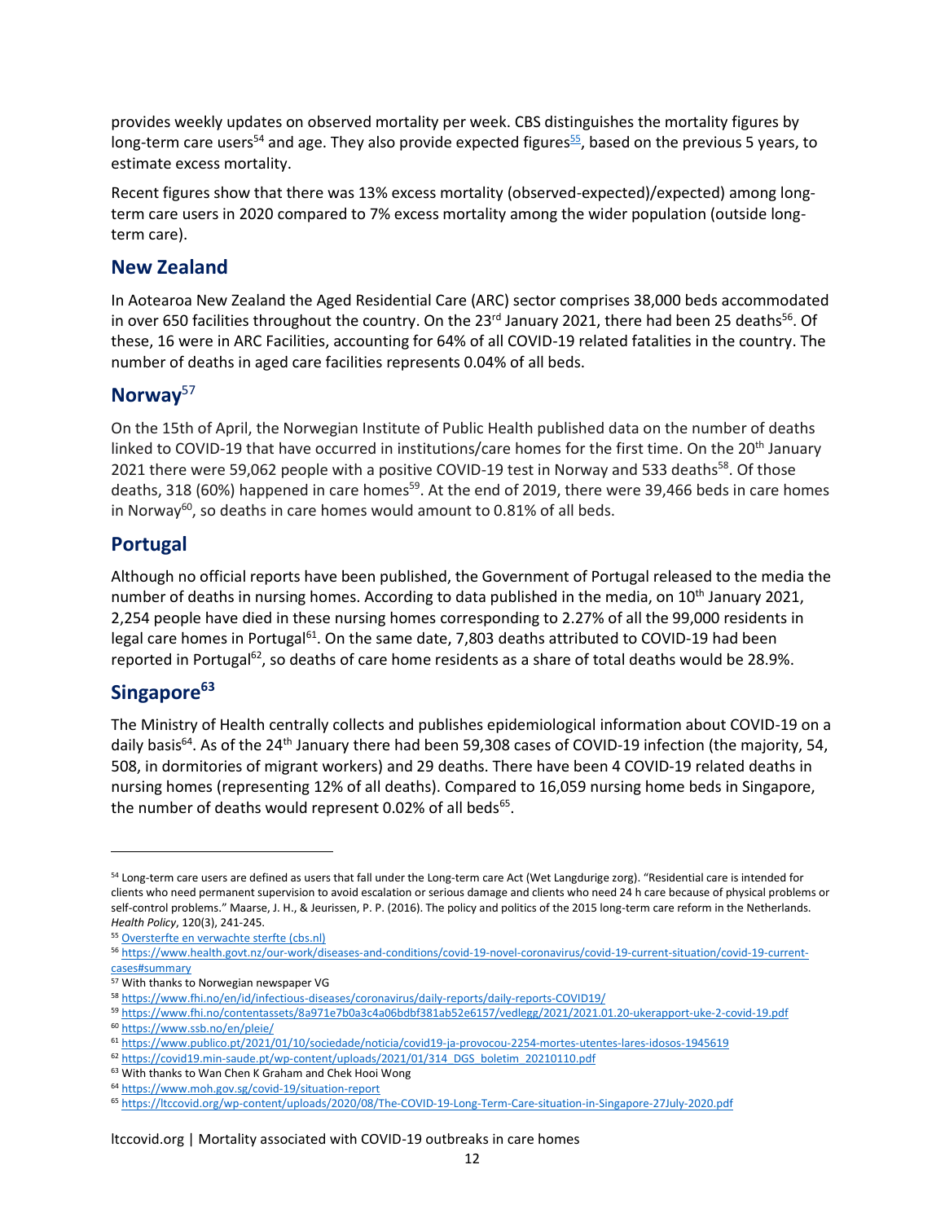provides weekly updates on observed mortality per week. CBS distinguishes the mortality figures by long-term care users[54] and age. They also provide expected figures[55], based on the previous 5 years, to estimate excess mortality.

Recent figures show that there was 13% excess mortality (observed-expected)/expected) among long-term care users in 2020 compared to 7% excess mortality among the wider population (outside long-term care).

## New Zealand

In Aotearoa New Zealand the Aged Residential Care (ARC) sector comprises 38,000 beds accommodated in over 650 facilities throughout the country. On the 23rd January 2021, there had been 25 deaths[56]. Of these, 16 were in ARC Facilities, accounting for 64% of all COVID-19 related fatalities in the country. The number of deaths in aged care facilities represents 0.04% of all beds.

## Norway[57]

On the 15th of April, the Norwegian Institute of Public Health published data on the number of deaths linked to COVID-19 that have occurred in institutions/care homes for the first time. On the 20th January 2021 there were 59,062 people with a positive COVID-19 test in Norway and 533 deaths[58]. Of those deaths, 318 (60%) happened in care homes[59]. At the end of 2019, there were 39,466 beds in care homes in Norway[60], so deaths in care homes would amount to 0.81% of all beds.

## Portugal

Although no official reports have been published, the Government of Portugal released to the media the number of deaths in nursing homes. According to data published in the media, on 10th January 2021, 2,254 people have died in these nursing homes corresponding to 2.27% of all the 99,000 residents in legal care homes in Portugal[61]. On the same date, 7,803 deaths attributed to COVID-19 had been reported in Portugal[62], so deaths of care home residents as a share of total deaths would be 28.9%.

## Singapore[63]

The Ministry of Health centrally collects and publishes epidemiological information about COVID-19 on a daily basis[64]. As of the 24th January there had been 59,308 cases of COVID-19 infection (the majority, 54, 508, in dormitories of migrant workers) and 29 deaths. There have been 4 COVID-19 related deaths in nursing homes (representing 12% of all deaths). Compared to 16,059 nursing home beds in Singapore, the number of deaths would represent 0.02% of all beds[65].

---

[54] Long-term care users are defined as users that fall under the Long-term care Act (Wet Langdurige zorg). "Residential care is intended for clients who need permanent supervision to avoid escalation or serious damage and clients who need 24 h care because of physical problems or self-control problems." Maarse, J. H., & Jeurissen, P. P. (2016). The policy and politics of the 2015 long-term care reform in the Netherlands. *Health Policy*, 120(3), 241-245.

[55] Oversterfte en verwachte sterfte (cbs.nl)

[56] https://www.health.govt.nz/our-work/diseases-and-conditions/covid-19-novel-coronavirus/covid-19-current-situation/covid-19-current-cases#summary

[57] With thanks to Norwegian newspaper VG

[58] https://www.fhi.no/en/id/infectious-diseases/coronavirus/daily-reports/daily-reports-COVID19/

[59] https://www.fhi.no/contentassets/8a971e7b0a3c4a06bdbf381ab52e6157/vedlegg/2021/2021.01.20-ukerapport-uke-2-covid-19.pdf

[60] https://www.ssb.no/en/pleie/

[61] https://www.publico.pt/2021/01/10/sociedade/noticia/covid19-ja-provocou-2254-mortes-utentes-lares-idosos-1945619

[62] https://covid19.min-saude.pt/wp-content/uploads/2021/01/314_DGS_boletim_20210110.pdf

[63] With thanks to Wan Chen K Graham and Chek Hooi Wong

[64] https://www.moh.gov.sg/covid-19/situation-report

[65] https://ltccovid.org/wp-content/uploads/2020/08/The-COVID-19-Long-Term-Care-situation-in-Singapore-27July-2020.pdf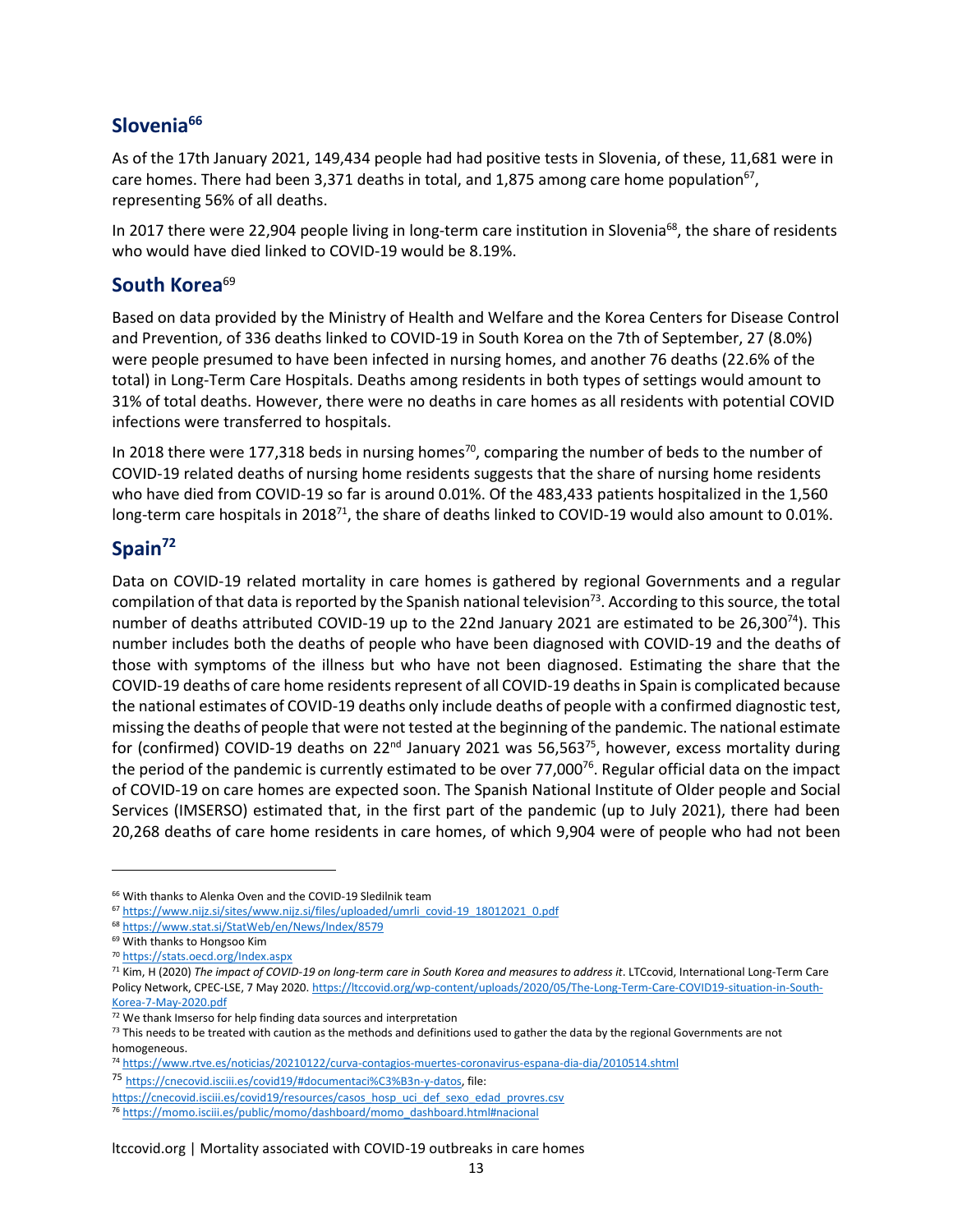## Slovenia[66]

As of the 17th January 2021, 149,434 people had had positive tests in Slovenia, of these, 11,681 were in care homes. There had been 3,371 deaths in total, and 1,875 among care home population[67], representing 56% of all deaths.

In 2017 there were 22,904 people living in long-term care institution in Slovenia[68], the share of residents who would have died linked to COVID-19 would be 8.19%.

## South Korea[69]

Based on data provided by the Ministry of Health and Welfare and the Korea Centers for Disease Control and Prevention, of 336 deaths linked to COVID-19 in South Korea on the 7th of September, 27 (8.0%) were people presumed to have been infected in nursing homes, and another 76 deaths (22.6% of the total) in Long-Term Care Hospitals. Deaths among residents in both types of settings would amount to 31% of total deaths. However, there were no deaths in care homes as all residents with potential COVID infections were transferred to hospitals.

In 2018 there were 177,318 beds in nursing homes[70], comparing the number of beds to the number of COVID-19 related deaths of nursing home residents suggests that the share of nursing home residents who have died from COVID-19 so far is around 0.01%. Of the 483,433 patients hospitalized in the 1,560 long-term care hospitals in 2018[71], the share of deaths linked to COVID-19 would also amount to 0.01%.

## Spain[72]

Data on COVID-19 related mortality in care homes is gathered by regional Governments and a regular compilation of that data is reported by the Spanish national television[73]. According to this source, the total number of deaths attributed COVID-19 up to the 22nd January 2021 are estimated to be 26,300[74]). This number includes both the deaths of people who have been diagnosed with COVID-19 and the deaths of those with symptoms of the illness but who have not been diagnosed. Estimating the share that the COVID-19 deaths of care home residents represent of all COVID-19 deaths in Spain is complicated because the national estimates of COVID-19 deaths only include deaths of people with a confirmed diagnostic test, missing the deaths of people that were not tested at the beginning of the pandemic. The national estimate for (confirmed) COVID-19 deaths on 22nd January 2021 was 56,563[75], however, excess mortality during the period of the pandemic is currently estimated to be over 77,000[76]. Regular official data on the impact of COVID-19 on care homes are expected soon. The Spanish National Institute of Older people and Social Services (IMSERSO) estimated that, in the first part of the pandemic (up to July 2021), there had been 20,268 deaths of care home residents in care homes, of which 9,904 were of people who had not been

---

[66] With thanks to Alenka Oven and the COVID-19 Sledilnik team

[67] https://www.nijz.si/sites/www.nijz.si/files/uploaded/umrli_covid-19_18012021_0.pdf

[68] https://www.stat.si/StatWeb/en/News/Index/8579

[69] With thanks to Hongsoo Kim

[70] https://stats.oecd.org/Index.aspx

[71] Kim, H (2020) *The impact of COVID-19 on long-term care in South Korea and measures to address it*. LTCcovid, International Long-Term Care Policy Network, CPEC-LSE, 7 May 2020. https://ltccovid.org/wp-content/uploads/2020/05/The-Long-Term-Care-COVID19-situation-in-South-Korea-7-May-2020.pdf

[72] We thank Imserso for help finding data sources and interpretation

[73] This needs to be treated with caution as the methods and definitions used to gather the data by the regional Governments are not homogeneous.

[74] https://www.rtve.es/noticias/20210122/curva-contagios-muertes-coronavirus-espana-dia-dia/2010514.shtml

[75] https://cnecovid.isciii.es/covid19/#documentaci%C3%B3n-y-datos, file: https://cnecovid.isciii.es/covid19/resources/casos_hosp_uci_def_sexo_edad_provres.csv

[76] https://momo.isciii.es/public/momo/dashboard/momo_dashboard.html#nacional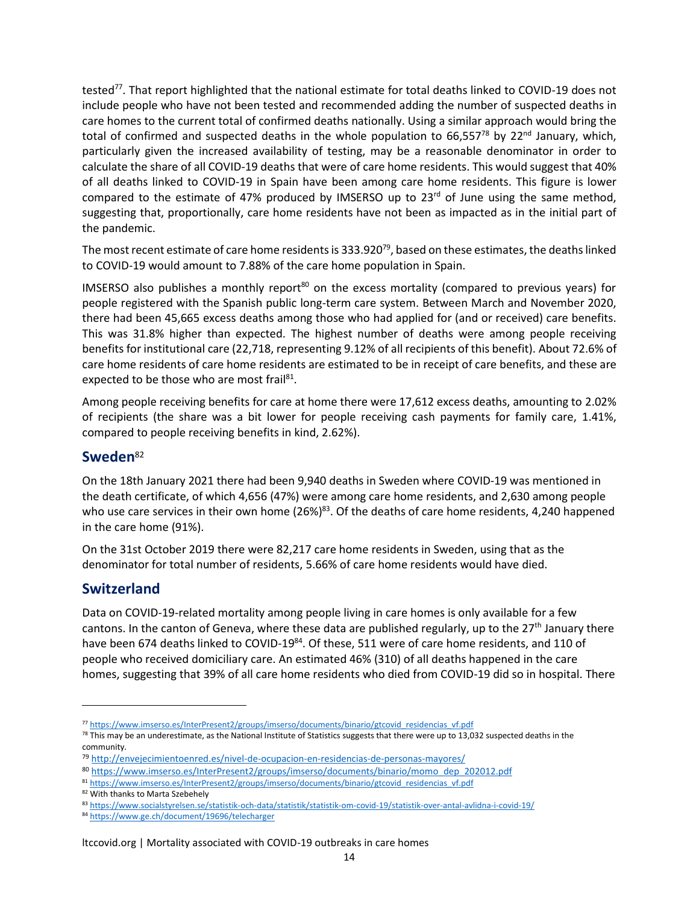tested[77]. That report highlighted that the national estimate for total deaths linked to COVID-19 does not include people who have not been tested and recommended adding the number of suspected deaths in care homes to the current total of confirmed deaths nationally. Using a similar approach would bring the total of confirmed and suspected deaths in the whole population to 66,557[78] by 22nd January, which, particularly given the increased availability of testing, may be a reasonable denominator in order to calculate the share of all COVID-19 deaths that were of care home residents. This would suggest that 40% of all deaths linked to COVID-19 in Spain have been among care home residents. This figure is lower compared to the estimate of 47% produced by IMSERSO up to 23rd of June using the same method, suggesting that, proportionally, care home residents have not been as impacted as in the initial part of the pandemic.

The most recent estimate of care home residents is 333.920[79], based on these estimates, the deaths linked to COVID-19 would amount to 7.88% of the care home population in Spain.

IMSERSO also publishes a monthly report[80] on the excess mortality (compared to previous years) for people registered with the Spanish public long-term care system. Between March and November 2020, there had been 45,665 excess deaths among those who had applied for (and or received) care benefits. This was 31.8% higher than expected. The highest number of deaths were among people receiving benefits for institutional care (22,718, representing 9.12% of all recipients of this benefit). About 72.6% of care home residents of care home residents are estimated to be in receipt of care benefits, and these are expected to be those who are most frail[81].

Among people receiving benefits for care at home there were 17,612 excess deaths, amounting to 2.02% of recipients (the share was a bit lower for people receiving cash payments for family care, 1.41%, compared to people receiving benefits in kind, 2.62%).

## Sweden[82]

On the 18th January 2021 there had been 9,940 deaths in Sweden where COVID-19 was mentioned in the death certificate, of which 4,656 (47%) were among care home residents, and 2,630 among people who use care services in their own home (26%)[83]. Of the deaths of care home residents, 4,240 happened in the care home (91%).

On the 31st October 2019 there were 82,217 care home residents in Sweden, using that as the denominator for total number of residents, 5.66% of care home residents would have died.

## Switzerland

Data on COVID-19-related mortality among people living in care homes is only available for a few cantons. In the canton of Geneva, where these data are published regularly, up to the 27th January there have been 674 deaths linked to COVID-19[84]. Of these, 511 were of care home residents, and 110 of people who received domiciliary care. An estimated 46% (310) of all deaths happened in the care homes, suggesting that 39% of all care home residents who died from COVID-19 did so in hospital. There

---

[77] https://www.imserso.es/InterPresent2/groups/imserso/documents/binario/gtcovid_residencias_vf.pdf

[78] This may be an underestimate, as the National Institute of Statistics suggests that there were up to 13,032 suspected deaths in the community.

[79] http://envejecimientoenred.es/nivel-de-ocupacion-en-residencias-de-personas-mayores/

[80] https://www.imserso.es/InterPresent2/groups/imserso/documents/binario/momo_dep_202012.pdf

[81] https://www.imserso.es/InterPresent2/groups/imserso/documents/binario/gtcovid_residencias_vf.pdf

[82] With thanks to Marta Szebehely

[83] https://www.socialstyrelsen.se/statistik-och-data/statistik/statistik-om-covid-19/statistik-over-antal-avlidna-i-covid-19/

[84] https://www.ge.ch/document/19696/telecharger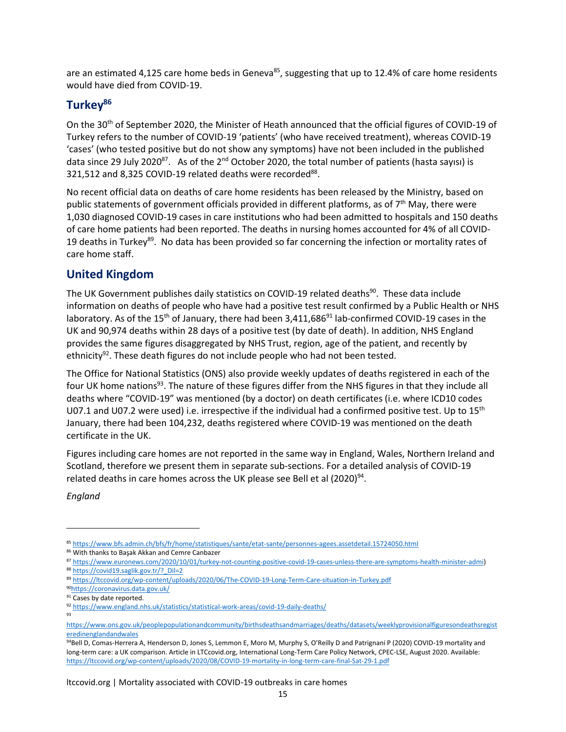are an estimated 4,125 care home beds in Geneva[85], suggesting that up to 12.4% of care home residents would have died from COVID-19.

## Turkey[86]

On the 30th of September 2020, the Minister of Heath announced that the official figures of COVID-19 of Turkey refers to the number of COVID-19 'patients' (who have received treatment), whereas COVID-19 'cases' (who tested positive but do not show any symptoms) have not been included in the published data since 29 July 2020[87]. As of the 2nd October 2020, the total number of patients (hasta sayısı) is 321,512 and 8,325 COVID-19 related deaths were recorded[88].

No recent official data on deaths of care home residents has been released by the Ministry, based on public statements of government officials provided in different platforms, as of 7th May, there were 1,030 diagnosed COVID-19 cases in care institutions who had been admitted to hospitals and 150 deaths of care home patients had been reported. The deaths in nursing homes accounted for 4% of all COVID-19 deaths in Turkey[89]. No data has been provided so far concerning the infection or mortality rates of care home staff.

## United Kingdom

The UK Government publishes daily statistics on COVID-19 related deaths[90]. These data include information on deaths of people who have had a positive test result confirmed by a Public Health or NHS laboratory. As of the 15th of January, there had been 3,411,686[91] lab-confirmed COVID-19 cases in the UK and 90,974 deaths within 28 days of a positive test (by date of death). In addition, NHS England provides the same figures disaggregated by NHS Trust, region, age of the patient, and recently by ethnicity[92]. These death figures do not include people who had not been tested.

The Office for National Statistics (ONS) also provide weekly updates of deaths registered in each of the four UK home nations[93]. The nature of these figures differ from the NHS figures in that they include all deaths where "COVID-19" was mentioned (by a doctor) on death certificates (i.e. where ICD10 codes U07.1 and U07.2 were used) i.e. irrespective if the individual had a confirmed positive test. Up to 15th January, there had been 104,232, deaths registered where COVID-19 was mentioned on the death certificate in the UK.

Figures including care homes are not reported in the same way in England, Wales, Northern Ireland and Scotland, therefore we present them in separate sub-sections. For a detailed analysis of COVID-19 related deaths in care homes across the UK please see Bell et al (2020)[94].

*England*

---

[85] https://www.bfs.admin.ch/bfs/fr/home/statistiques/sante/etat-sante/personnes-agees.assetdetail.15724050.html

[86] With thanks to Başak Akkan and Cemre Canbazer

[87] https://www.euronews.com/2020/10/01/turkey-not-counting-positive-covid-19-cases-unless-there-are-symptoms-health-minister-admi)

[88] https://covid19.saglik.gov.tr/?_Dil=2

[89] https://ltccovid.org/wp-content/uploads/2020/06/The-COVID-19-Long-Term-Care-situation-in-Turkey.pdf

[90] https://coronavirus.data.gov.uk/

[91] Cases by date reported.

[92] https://www.england.nhs.uk/statistics/statistical-work-areas/covid-19-daily-deaths/

[93] https://www.ons.gov.uk/peoplepopulationandcommunity/birthsdeathsandmarriages/deaths/datasets/weeklyprovisionalfiguresondeathsregisteredinenglandandwales

[94] Bell D, Comas-Herrera A, Henderson D, Jones S, Lemmon E, Moro M, Murphy S, O'Reilly D and Patrignani P (2020) COVID-19 mortality and long-term care: a UK comparison. Article in LTCcovid.org, International Long-Term Care Policy Network, CPEC-LSE, August 2020. Available: https://ltccovid.org/wp-content/uploads/2020/08/COVID-19-mortality-in-long-term-care-final-Sat-29-1.pdf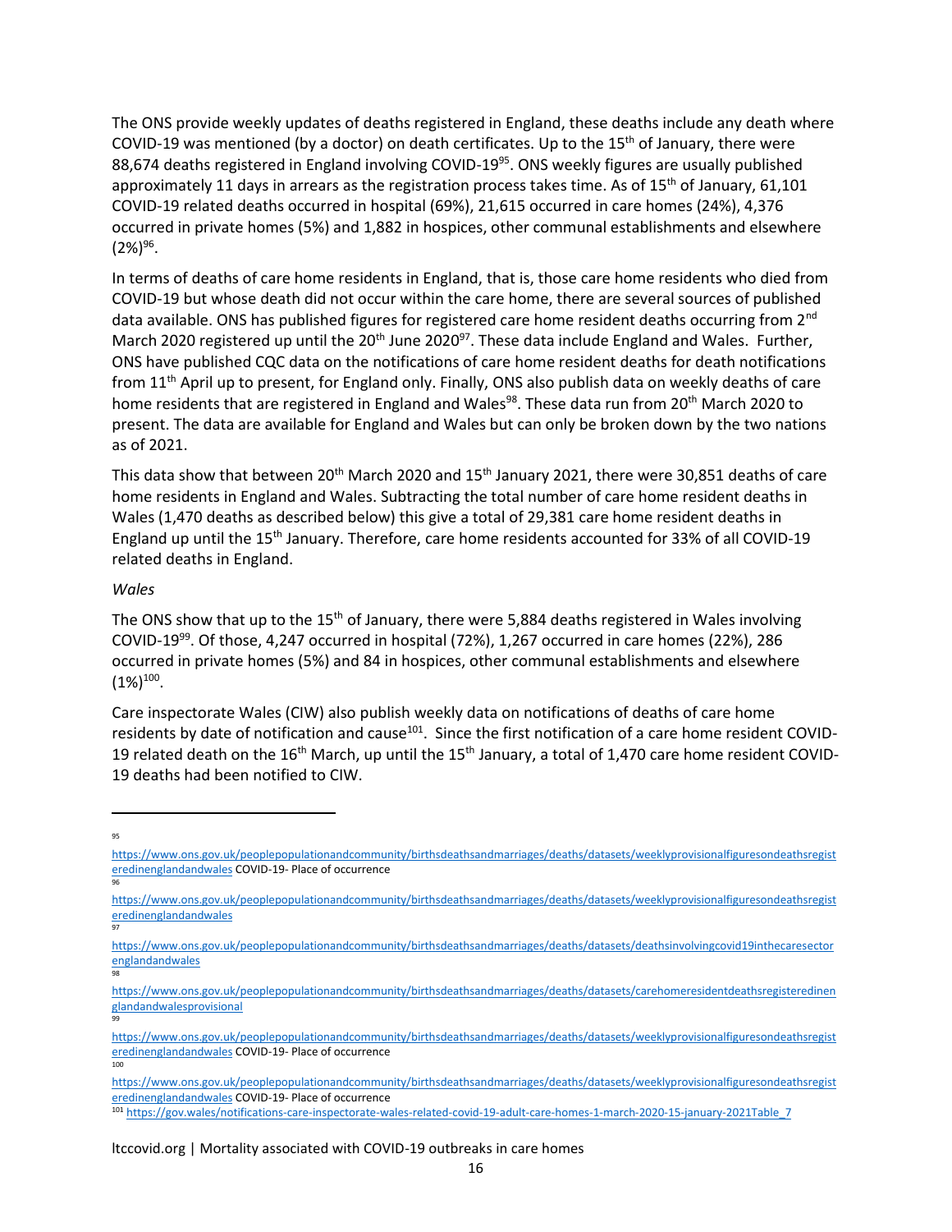The ONS provide weekly updates of deaths registered in England, these deaths include any death where COVID-19 was mentioned (by a doctor) on death certificates. Up to the 15th of January, there were 88,674 deaths registered in England involving COVID-19[95]. ONS weekly figures are usually published approximately 11 days in arrears as the registration process takes time. As of 15th of January, 61,101 COVID-19 related deaths occurred in hospital (69%), 21,615 occurred in care homes (24%), 4,376 occurred in private homes (5%) and 1,882 in hospices, other communal establishments and elsewhere (2%)[96].

In terms of deaths of care home residents in England, that is, those care home residents who died from COVID-19 but whose death did not occur within the care home, there are several sources of published data available. ONS has published figures for registered care home resident deaths occurring from 2nd March 2020 registered up until the 20th June 2020[97]. These data include England and Wales. Further, ONS have published CQC data on the notifications of care home resident deaths for death notifications from 11th April up to present, for England only. Finally, ONS also publish data on weekly deaths of care home residents that are registered in England and Wales[98]. These data run from 20th March 2020 to present. The data are available for England and Wales but can only be broken down by the two nations as of 2021.

This data show that between 20th March 2020 and 15th January 2021, there were 30,851 deaths of care home residents in England and Wales. Subtracting the total number of care home resident deaths in Wales (1,470 deaths as described below) this give a total of 29,381 care home resident deaths in England up until the 15th January. Therefore, care home residents accounted for 33% of all COVID-19 related deaths in England.

*Wales*

The ONS show that up to the 15th of January, there were 5,884 deaths registered in Wales involving COVID-19[99]. Of those, 4,247 occurred in hospital (72%), 1,267 occurred in care homes (22%), 286 occurred in private homes (5%) and 84 in hospices, other communal establishments and elsewhere (1%)[100].

Care inspectorate Wales (CIW) also publish weekly data on notifications of deaths of care home residents by date of notification and cause[101]. Since the first notification of a care home resident COVID-19 related death on the 16th March, up until the 15th January, a total of 1,470 care home resident COVID-19 deaths had been notified to CIW.

---

[95] https://www.ons.gov.uk/peoplepopulationandcommunity/birthsdeathsandmarriages/deaths/datasets/weeklyprovisionalfiguresondeathsregisteredinenglandandwales COVID-19- Place of occurrence

[96] https://www.ons.gov.uk/peoplepopulationandcommunity/birthsdeathsandmarriages/deaths/datasets/weeklyprovisionalfiguresondeathsregisteredinenglandandwales

[97] https://www.ons.gov.uk/peoplepopulationandcommunity/birthsdeathsandmarriages/deaths/datasets/deathsinvolvingcovid19inthecaresectorenglandandwales

[98] https://www.ons.gov.uk/peoplepopulationandcommunity/birthsdeathsandmarriages/deaths/datasets/carehomeresidentdeathsregisteredinenglandandwalesprovisional

[99] https://www.ons.gov.uk/peoplepopulationandcommunity/birthsdeathsandmarriages/deaths/datasets/weeklyprovisionalfiguresondeathsregisteredinenglandandwales COVID-19- Place of occurrence

[100] https://www.ons.gov.uk/peoplepopulationandcommunity/birthsdeathsandmarriages/deaths/datasets/weeklyprovisionalfiguresondeathsregisteredinenglandandwales COVID-19- Place of occurrence

[101] https://gov.wales/notifications-care-inspectorate-wales-related-covid-19-adult-care-homes-1-march-2020-15-january-2021Table_7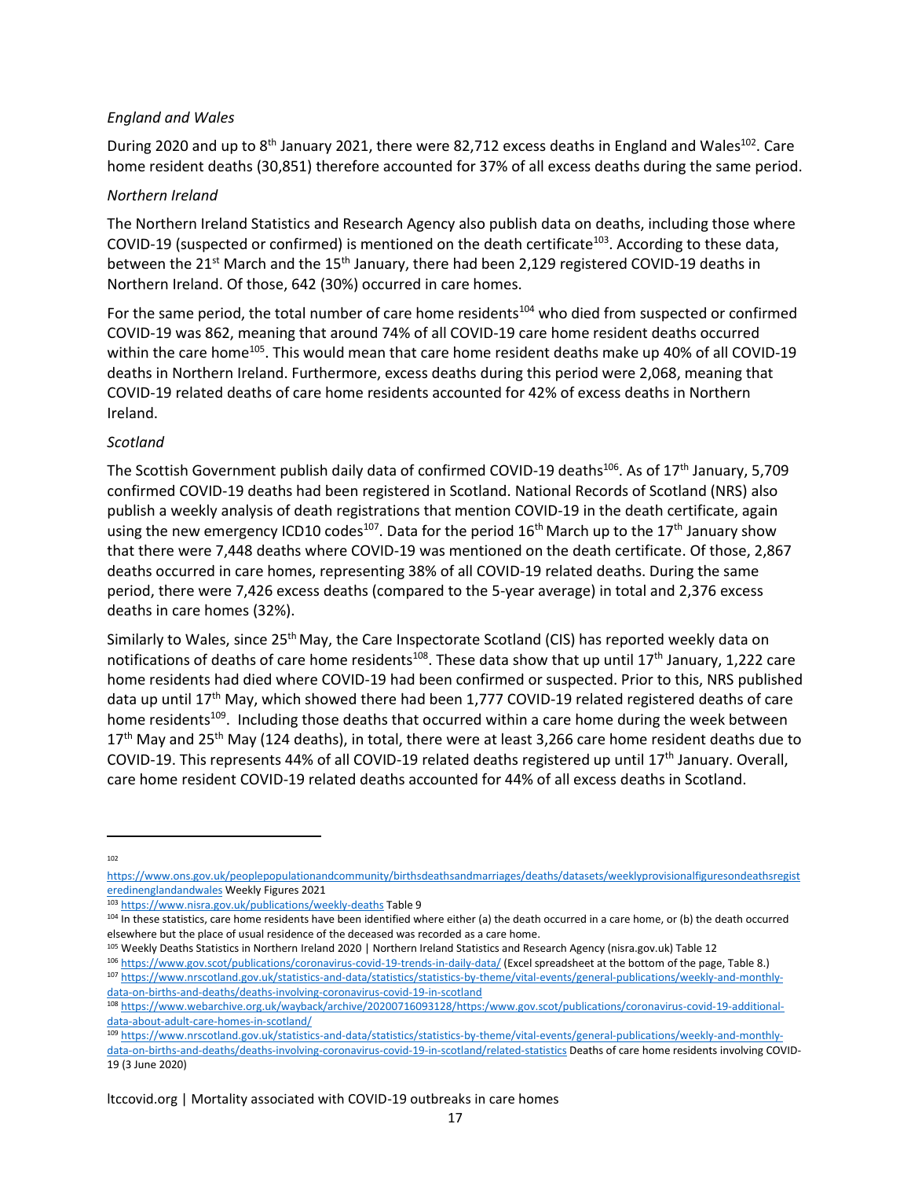*England and Wales*

During 2020 and up to 8th January 2021, there were 82,712 excess deaths in England and Wales[102]. Care home resident deaths (30,851) therefore accounted for 37% of all excess deaths during the same period.

*Northern Ireland*

The Northern Ireland Statistics and Research Agency also publish data on deaths, including those where COVID-19 (suspected or confirmed) is mentioned on the death certificate[103]. According to these data, between the 21st March and the 15th January, there had been 2,129 registered COVID-19 deaths in Northern Ireland. Of those, 642 (30%) occurred in care homes.

For the same period, the total number of care home residents[104] who died from suspected or confirmed COVID-19 was 862, meaning that around 74% of all COVID-19 care home resident deaths occurred within the care home[105]. This would mean that care home resident deaths make up 40% of all COVID-19 deaths in Northern Ireland. Furthermore, excess deaths during this period were 2,068, meaning that COVID-19 related deaths of care home residents accounted for 42% of excess deaths in Northern Ireland.

*Scotland*

The Scottish Government publish daily data of confirmed COVID-19 deaths[106]. As of 17th January, 5,709 confirmed COVID-19 deaths had been registered in Scotland. National Records of Scotland (NRS) also publish a weekly analysis of death registrations that mention COVID-19 in the death certificate, again using the new emergency ICD10 codes[107]. Data for the period 16th March up to the 17th January show that there were 7,448 deaths where COVID-19 was mentioned on the death certificate. Of those, 2,867 deaths occurred in care homes, representing 38% of all COVID-19 related deaths. During the same period, there were 7,426 excess deaths (compared to the 5-year average) in total and 2,376 excess deaths in care homes (32%).

Similarly to Wales, since 25th May, the Care Inspectorate Scotland (CIS) has reported weekly data on notifications of deaths of care home residents[108]. These data show that up until 17th January, 1,222 care home residents had died where COVID-19 had been confirmed or suspected. Prior to this, NRS published data up until 17th May, which showed there had been 1,777 COVID-19 related registered deaths of care home residents[109]. Including those deaths that occurred within a care home during the week between 17th May and 25th May (124 deaths), in total, there were at least 3,266 care home resident deaths due to COVID-19. This represents 44% of all COVID-19 related deaths registered up until 17th January. Overall, care home resident COVID-19 related deaths accounted for 44% of all excess deaths in Scotland.

---

[102] https://www.ons.gov.uk/peoplepopulationandcommunity/birthsdeathsandmarriages/deaths/datasets/weeklyprovisionalfiguresondeathsregisteredinenglandandwales Weekly Figures 2021

[103] https://www.nisra.gov.uk/publications/weekly-deaths Table 9

[104] In these statistics, care home residents have been identified where either (a) the death occurred in a care home, or (b) the death occurred elsewhere but the place of usual residence of the deceased was recorded as a care home.

[105] Weekly Deaths Statistics in Northern Ireland 2020 | Northern Ireland Statistics and Research Agency (nisra.gov.uk) Table 12

[106] https://www.gov.scot/publications/coronavirus-covid-19-trends-in-daily-data/ (Excel spreadsheet at the bottom of the page, Table 8.)

[107] https://www.nrscotland.gov.uk/statistics-and-data/statistics/statistics-by-theme/vital-events/general-publications/weekly-and-monthly-data-on-births-and-deaths/deaths-involving-coronavirus-covid-19-in-scotland

[108] https://www.webarchive.org.uk/wayback/archive/20200716093128/https:/www.gov.scot/publications/coronavirus-covid-19-additional-data-about-adult-care-homes-in-scotland/

[109] https://www.nrscotland.gov.uk/statistics-and-data/statistics/statistics-by-theme/vital-events/general-publications/weekly-and-monthly-data-on-births-and-deaths/deaths-involving-coronavirus-covid-19-in-scotland/related-statistics Deaths of care home residents involving COVID-19 (3 June 2020)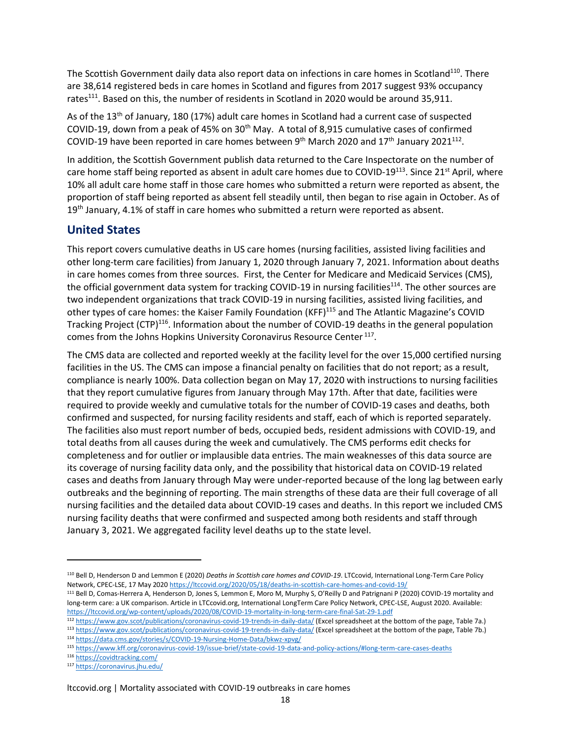The Scottish Government daily data also report data on infections in care homes in Scotland[110]. There are 38,614 registered beds in care homes in Scotland and figures from 2017 suggest 93% occupancy rates[111]. Based on this, the number of residents in Scotland in 2020 would be around 35,911.

As of the 13th of January, 180 (17%) adult care homes in Scotland had a current case of suspected COVID-19, down from a peak of 45% on 30th May. A total of 8,915 cumulative cases of confirmed COVID-19 have been reported in care homes between 9th March 2020 and 17th January 2021[112].

In addition, the Scottish Government publish data returned to the Care Inspectorate on the number of care home staff being reported as absent in adult care homes due to COVID-19[113]. Since 21st April, where 10% all adult care home staff in those care homes who submitted a return were reported as absent, the proportion of staff being reported as absent fell steadily until, then began to rise again in October. As of 19th January, 4.1% of staff in care homes who submitted a return were reported as absent.

## United States

This report covers cumulative deaths in US care homes (nursing facilities, assisted living facilities and other long-term care facilities) from January 1, 2020 through January 7, 2021. Information about deaths in care homes comes from three sources. First, the Center for Medicare and Medicaid Services (CMS), the official government data system for tracking COVID-19 in nursing facilities[114]. The other sources are two independent organizations that track COVID-19 in nursing facilities, assisted living facilities, and other types of care homes: the Kaiser Family Foundation (KFF)[115] and The Atlantic Magazine's COVID Tracking Project (CTP)[116]. Information about the number of COVID-19 deaths in the general population comes from the Johns Hopkins University Coronavirus Resource Center[117].

The CMS data are collected and reported weekly at the facility level for the over 15,000 certified nursing facilities in the US. The CMS can impose a financial penalty on facilities that do not report; as a result, compliance is nearly 100%. Data collection began on May 17, 2020 with instructions to nursing facilities that they report cumulative figures from January through May 17th. After that date, facilities were required to provide weekly and cumulative totals for the number of COVID-19 cases and deaths, both confirmed and suspected, for nursing facility residents and staff, each of which is reported separately. The facilities also must report number of beds, occupied beds, resident admissions with COVID-19, and total deaths from all causes during the week and cumulatively. The CMS performs edit checks for completeness and for outlier or implausible data entries. The main weaknesses of this data source are its coverage of nursing facility data only, and the possibility that historical data on COVID-19 related cases and deaths from January through May were under-reported because of the long lag between early outbreaks and the beginning of reporting. The main strengths of these data are their full coverage of all nursing facilities and the detailed data about COVID-19 cases and deaths. In this report we included CMS nursing facility deaths that were confirmed and suspected among both residents and staff through January 3, 2021. We aggregated facility level deaths up to the state level.

---

[110] Bell D, Henderson D and Lemmon E (2020) *Deaths in Scottish care homes and COVID-19*. LTCcovid, International Long-Term Care Policy Network, CPEC-LSE, 17 May 2020 https://ltccovid.org/2020/05/18/deaths-in-scottish-care-homes-and-covid-19/

[111] Bell D, Comas-Herrera A, Henderson D, Jones S, Lemmon E, Moro M, Murphy S, O'Reilly D and Patrignani P (2020) COVID-19 mortality and long-term care: a UK comparison. Article in LTCcovid.org, International LongTerm Care Policy Network, CPEC-LSE, August 2020. Available: https://ltccovid.org/wp-content/uploads/2020/08/COVID-19-mortality-in-long-term-care-final-Sat-29-1.pdf

[112] https://www.gov.scot/publications/coronavirus-covid-19-trends-in-daily-data/ (Excel spreadsheet at the bottom of the page, Table 7a.)

[113] https://www.gov.scot/publications/coronavirus-covid-19-trends-in-daily-data/ (Excel spreadsheet at the bottom of the page, Table 7b.)

[114] https://data.cms.gov/stories/s/COVID-19-Nursing-Home-Data/bkwz-xpvg/

[115] https://www.kff.org/coronavirus-covid-19/issue-brief/state-covid-19-data-and-policy-actions/#long-term-care-cases-deaths

[116] https://covidtracking.com/

[117] https://coronavirus.jhu.edu/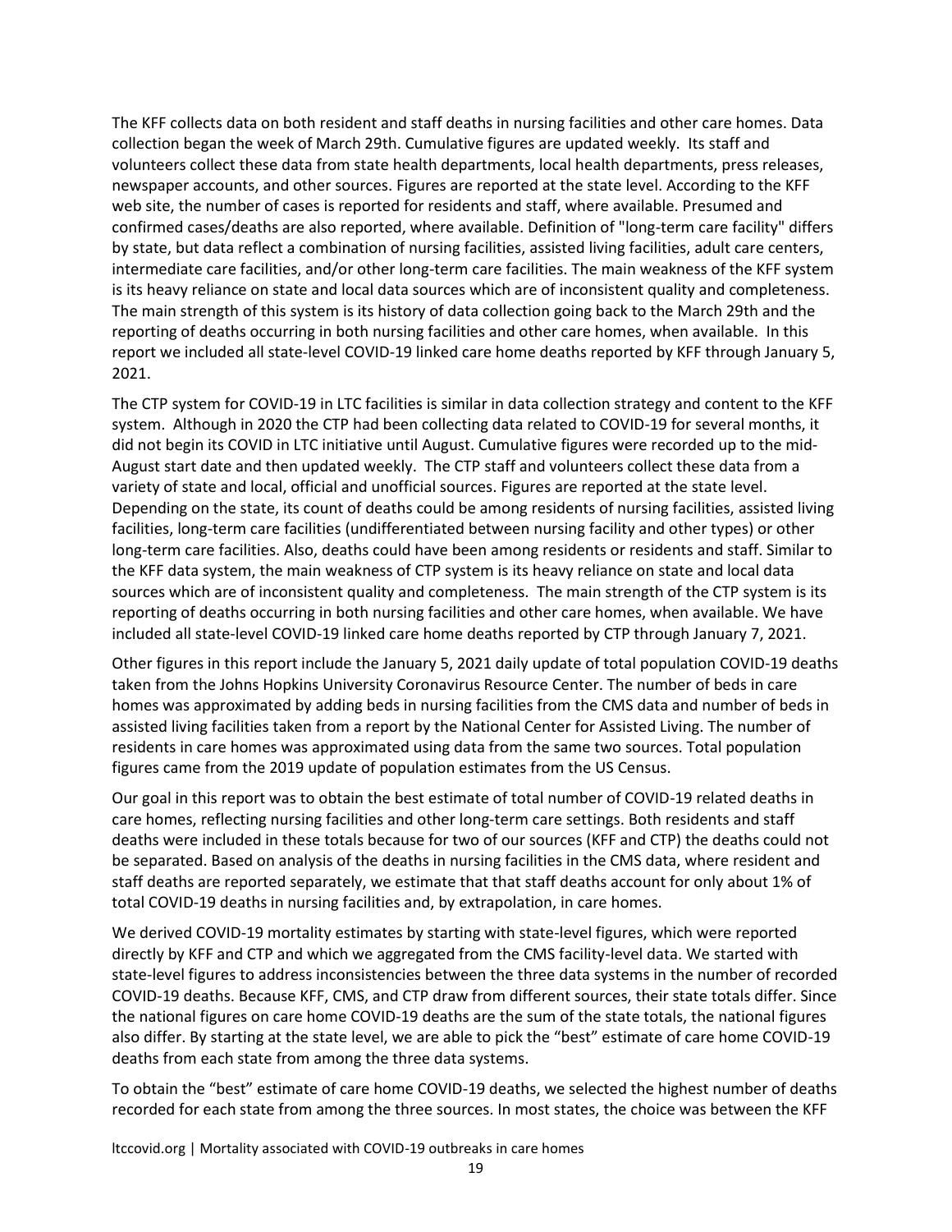The KFF collects data on both resident and staff deaths in nursing facilities and other care homes. Data collection began the week of March 29th. Cumulative figures are updated weekly. Its staff and volunteers collect these data from state health departments, local health departments, press releases, newspaper accounts, and other sources. Figures are reported at the state level. According to the KFF web site, the number of cases is reported for residents and staff, where available. Presumed and confirmed cases/deaths are also reported, where available. Definition of "long-term care facility" differs by state, but data reflect a combination of nursing facilities, assisted living facilities, adult care centers, intermediate care facilities, and/or other long-term care facilities. The main weakness of the KFF system is its heavy reliance on state and local data sources which are of inconsistent quality and completeness. The main strength of this system is its history of data collection going back to the March 29th and the reporting of deaths occurring in both nursing facilities and other care homes, when available. In this report we included all state-level COVID-19 linked care home deaths reported by KFF through January 5, 2021.

The CTP system for COVID-19 in LTC facilities is similar in data collection strategy and content to the KFF system. Although in 2020 the CTP had been collecting data related to COVID-19 for several months, it did not begin its COVID in LTC initiative until August. Cumulative figures were recorded up to the mid-August start date and then updated weekly. The CTP staff and volunteers collect these data from a variety of state and local, official and unofficial sources. Figures are reported at the state level. Depending on the state, its count of deaths could be among residents of nursing facilities, assisted living facilities, long-term care facilities (undifferentiated between nursing facility and other types) or other long-term care facilities. Also, deaths could have been among residents or residents and staff. Similar to the KFF data system, the main weakness of CTP system is its heavy reliance on state and local data sources which are of inconsistent quality and completeness. The main strength of the CTP system is its reporting of deaths occurring in both nursing facilities and other care homes, when available. We have included all state-level COVID-19 linked care home deaths reported by CTP through January 7, 2021.

Other figures in this report include the January 5, 2021 daily update of total population COVID-19 deaths taken from the Johns Hopkins University Coronavirus Resource Center. The number of beds in care homes was approximated by adding beds in nursing facilities from the CMS data and number of beds in assisted living facilities taken from a report by the National Center for Assisted Living. The number of residents in care homes was approximated using data from the same two sources. Total population figures came from the 2019 update of population estimates from the US Census.

Our goal in this report was to obtain the best estimate of total number of COVID-19 related deaths in care homes, reflecting nursing facilities and other long-term care settings. Both residents and staff deaths were included in these totals because for two of our sources (KFF and CTP) the deaths could not be separated. Based on analysis of the deaths in nursing facilities in the CMS data, where resident and staff deaths are reported separately, we estimate that that staff deaths account for only about 1% of total COVID-19 deaths in nursing facilities and, by extrapolation, in care homes.

We derived COVID-19 mortality estimates by starting with state-level figures, which were reported directly by KFF and CTP and which we aggregated from the CMS facility-level data. We started with state-level figures to address inconsistencies between the three data systems in the number of recorded COVID-19 deaths. Because KFF, CMS, and CTP draw from different sources, their state totals differ. Since the national figures on care home COVID-19 deaths are the sum of the state totals, the national figures also differ. By starting at the state level, we are able to pick the "best" estimate of care home COVID-19 deaths from each state from among the three data systems.

To obtain the "best" estimate of care home COVID-19 deaths, we selected the highest number of deaths recorded for each state from among the three sources. In most states, the choice was between the KFF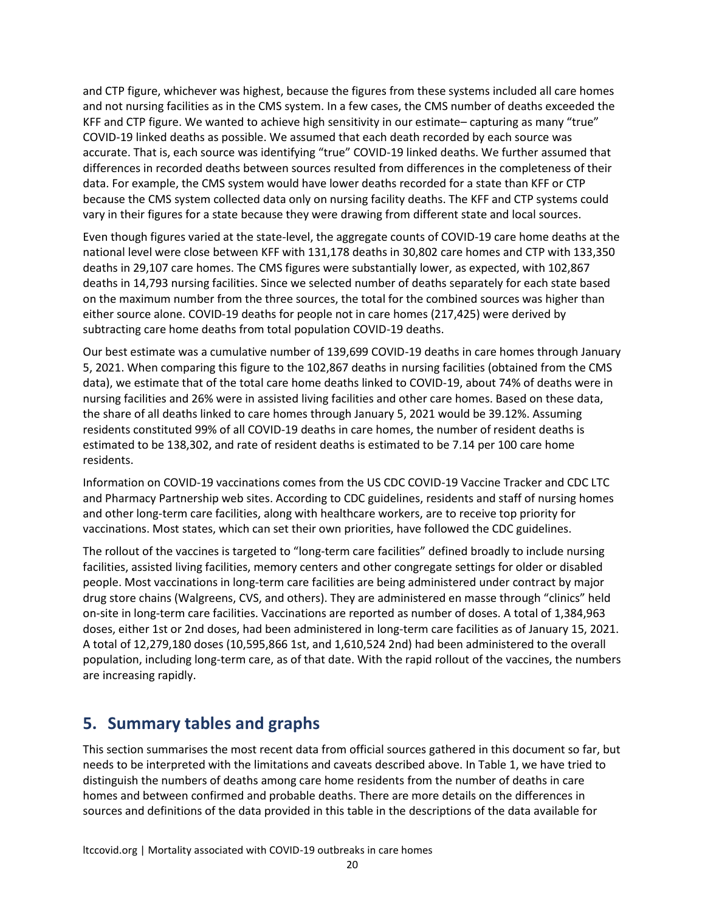and CTP figure, whichever was highest, because the figures from these systems included all care homes and not nursing facilities as in the CMS system. In a few cases, the CMS number of deaths exceeded the KFF and CTP figure. We wanted to achieve high sensitivity in our estimate– capturing as many "true" COVID-19 linked deaths as possible. We assumed that each death recorded by each source was accurate. That is, each source was identifying "true" COVID-19 linked deaths. We further assumed that differences in recorded deaths between sources resulted from differences in the completeness of their data. For example, the CMS system would have lower deaths recorded for a state than KFF or CTP because the CMS system collected data only on nursing facility deaths. The KFF and CTP systems could vary in their figures for a state because they were drawing from different state and local sources.

Even though figures varied at the state-level, the aggregate counts of COVID-19 care home deaths at the national level were close between KFF with 131,178 deaths in 30,802 care homes and CTP with 133,350 deaths in 29,107 care homes. The CMS figures were substantially lower, as expected, with 102,867 deaths in 14,793 nursing facilities. Since we selected number of deaths separately for each state based on the maximum number from the three sources, the total for the combined sources was higher than either source alone. COVID-19 deaths for people not in care homes (217,425) were derived by subtracting care home deaths from total population COVID-19 deaths.

Our best estimate was a cumulative number of 139,699 COVID-19 deaths in care homes through January 5, 2021. When comparing this figure to the 102,867 deaths in nursing facilities (obtained from the CMS data), we estimate that of the total care home deaths linked to COVID-19, about 74% of deaths were in nursing facilities and 26% were in assisted living facilities and other care homes. Based on these data, the share of all deaths linked to care homes through January 5, 2021 would be 39.12%. Assuming residents constituted 99% of all COVID-19 deaths in care homes, the number of resident deaths is estimated to be 138,302, and rate of resident deaths is estimated to be 7.14 per 100 care home residents.

Information on COVID-19 vaccinations comes from the US CDC COVID-19 Vaccine Tracker and CDC LTC and Pharmacy Partnership web sites. According to CDC guidelines, residents and staff of nursing homes and other long-term care facilities, along with healthcare workers, are to receive top priority for vaccinations. Most states, which can set their own priorities, have followed the CDC guidelines.

The rollout of the vaccines is targeted to "long-term care facilities" defined broadly to include nursing facilities, assisted living facilities, memory centers and other congregate settings for older or disabled people. Most vaccinations in long-term care facilities are being administered under contract by major drug store chains (Walgreens, CVS, and others). They are administered en masse through "clinics" held on-site in long-term care facilities. Vaccinations are reported as number of doses. A total of 1,384,963 doses, either 1st or 2nd doses, had been administered in long-term care facilities as of January 15, 2021. A total of 12,279,180 doses (10,595,866 1st, and 1,610,524 2nd) had been administered to the overall population, including long-term care, as of that date. With the rapid rollout of the vaccines, the numbers are increasing rapidly.

## 5. Summary tables and graphs

This section summarises the most recent data from official sources gathered in this document so far, but needs to be interpreted with the limitations and caveats described above. In Table 1, we have tried to distinguish the numbers of deaths among care home residents from the number of deaths in care homes and between confirmed and probable deaths. There are more details on the differences in sources and definitions of the data provided in this table in the descriptions of the data available for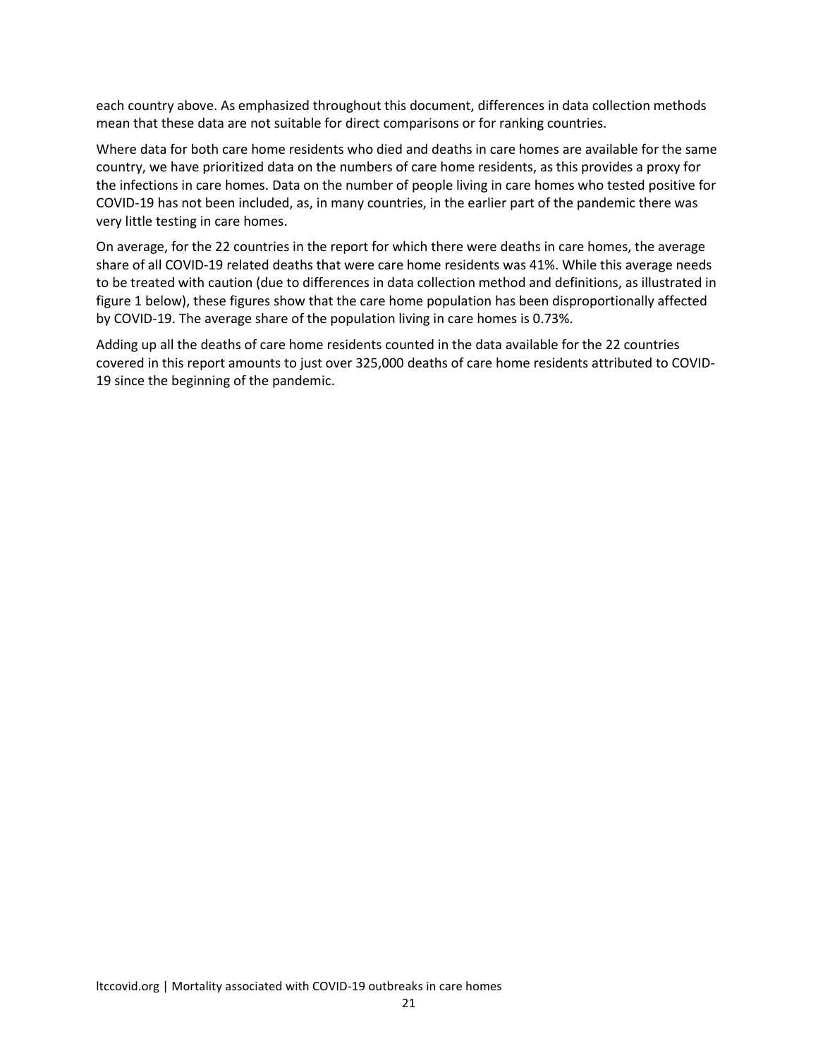each country above. As emphasized throughout this document, differences in data collection methods mean that these data are not suitable for direct comparisons or for ranking countries.

Where data for both care home residents who died and deaths in care homes are available for the same country, we have prioritized data on the numbers of care home residents, as this provides a proxy for the infections in care homes. Data on the number of people living in care homes who tested positive for COVID-19 has not been included, as, in many countries, in the earlier part of the pandemic there was very little testing in care homes.

On average, for the 22 countries in the report for which there were deaths in care homes, the average share of all COVID-19 related deaths that were care home residents was 41%. While this average needs to be treated with caution (due to differences in data collection method and definitions, as illustrated in figure 1 below), these figures show that the care home population has been disproportionally affected by COVID-19. The average share of the population living in care homes is 0.73%.

Adding up all the deaths of care home residents counted in the data available for the 22 countries covered in this report amounts to just over 325,000 deaths of care home residents attributed to COVID-19 since the beginning of the pandemic.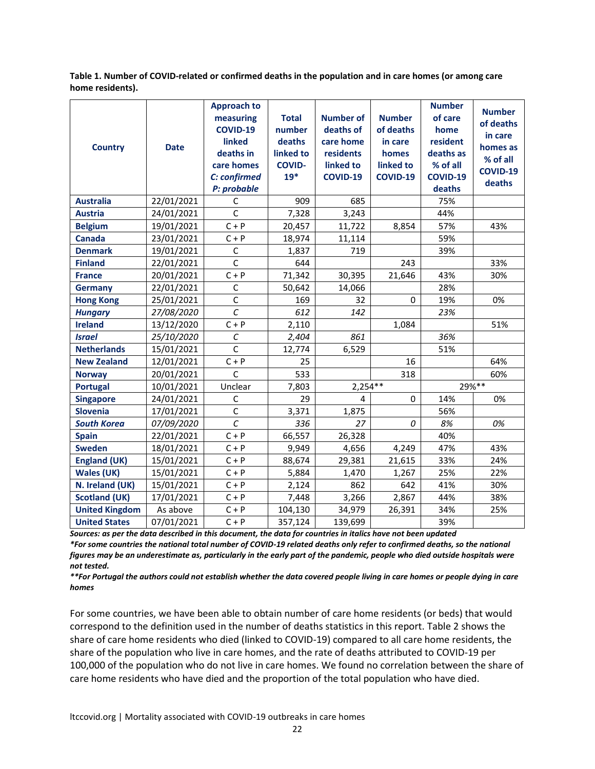**Table 1. Number of COVID-related or confirmed deaths in the population and in care homes (or among care home residents).**

| Country | Date | Approach to measuring COVID-19 linked deaths in care homes *C: confirmed P: probable* | Total number deaths linked to COVID-19* | Number of deaths of care home residents linked to COVID-19 | Number of deaths in care homes linked to COVID-19 | Number of care home resident deaths as % of all COVID-19 deaths | Number of deaths in care homes as % of all COVID-19 deaths |
|---|---|---|---|---|---|---|---|
| **Australia** | 22/01/2021 | C | 909 | 685 | | 75% | |
| **Austria** | 24/01/2021 | C | 7,328 | 3,243 | | 44% | |
| **Belgium** | 19/01/2021 | C + P | 20,457 | 11,722 | 8,854 | 57% | 43% |
| **Canada** | 23/01/2021 | C + P | 18,974 | 11,114 | | 59% | |
| **Denmark** | 19/01/2021 | C | 1,837 | 719 | | 39% | |
| **Finland** | 22/01/2021 | C | 644 | | 243 | | 33% |
| **France** | 20/01/2021 | C + P | 71,342 | 30,395 | 21,646 | 43% | 30% |
| **Germany** | 22/01/2021 | C | 50,642 | 14,066 | | 28% | |
| **Hong Kong** | 25/01/2021 | C | 169 | 32 | 0 | 19% | 0% |
| ***Hungary*** | *27/08/2020* | *C* | *612* | *142* | | *23%* | |
| **Ireland** | 13/12/2020 | C + P | 2,110 | | 1,084 | | 51% |
| ***Israel*** | *25/10/2020* | *C* | *2,404* | *861* | | *36%* | |
| **Netherlands** | 15/01/2021 | C | 12,774 | 6,529 | | 51% | |
| **New Zealand** | 12/01/2021 | C + P | 25 | | 16 | | 64% |
| **Norway** | 20/01/2021 | C | 533 | | 318 | | 60% |
| **Portugal** | 10/01/2021 | Unclear | 7,803 | 2,254** | | 29%** | |
| **Singapore** | 24/01/2021 | C | 29 | 4 | 0 | 14% | 0% |
| **Slovenia** | 17/01/2021 | C | 3,371 | 1,875 | | 56% | |
| ***South Korea*** | *07/09/2020* | *C* | *336* | *27* | *0* | *8%* | *0%* |
| **Spain** | 22/01/2021 | C + P | 66,557 | 26,328 | | 40% | |
| **Sweden** | 18/01/2021 | C + P | 9,949 | 4,656 | 4,249 | 47% | 43% |
| **England (UK)** | 15/01/2021 | C + P | 88,674 | 29,381 | 21,615 | 33% | 24% |
| **Wales (UK)** | 15/01/2021 | C + P | 5,884 | 1,470 | 1,267 | 25% | 22% |
| **N. Ireland (UK)** | 15/01/2021 | C + P | 2,124 | 862 | 642 | 41% | 30% |
| **Scotland (UK)** | 17/01/2021 | C + P | 7,448 | 3,266 | 2,867 | 44% | 38% |
| **United Kingdom** | As above | C + P | 104,130 | 34,979 | 26,391 | 34% | 25% |
| **United States** | 07/01/2021 | C + P | 357,124 | 139,699 | | 39% | |

***Sources: as per the data described in this document, the data for countries in italics have not been updated***

****For some countries the national total number of COVID-19 related deaths only refer to confirmed deaths, so the national figures may be an underestimate as, particularly in the early part of the pandemic, people who died outside hospitals were not tested.***

*****For Portugal the authors could not establish whether the data covered people living in care homes or people dying in care homes***

For some countries, we have been able to obtain number of care home residents (or beds) that would correspond to the definition used in the number of deaths statistics in this report. Table 2 shows the share of care home residents who died (linked to COVID-19) compared to all care home residents, the share of the population who live in care homes, and the rate of deaths attributed to COVID-19 per 100,000 of the population who do not live in care homes. We found no correlation between the share of care home residents who have died and the proportion of the total population who have died.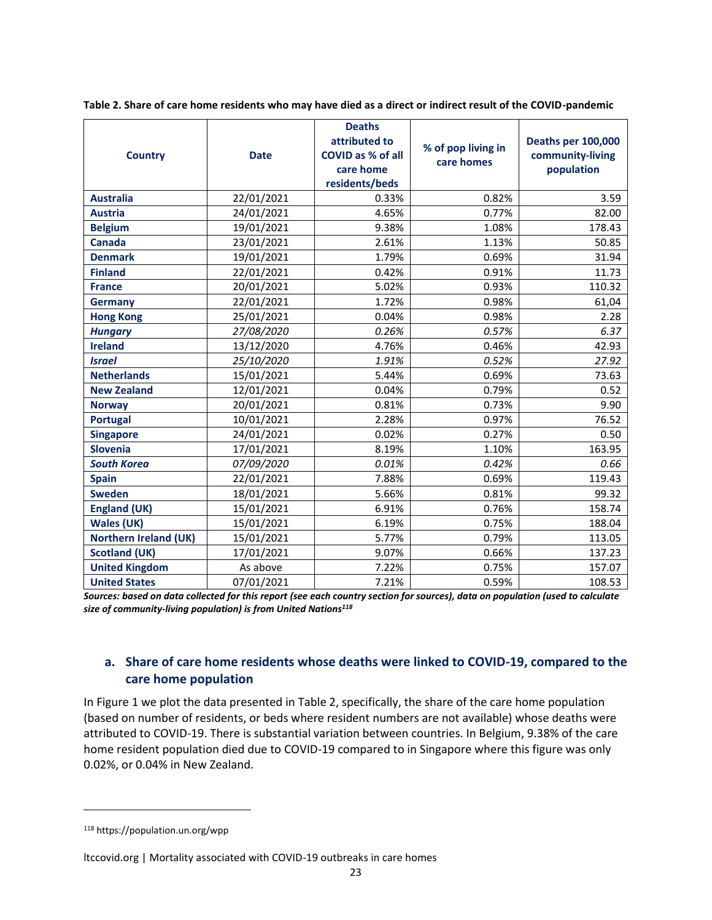**Table 2. Share of care home residents who may have died as a direct or indirect result of the COVID-pandemic**

| Country | Date | Deaths attributed to COVID as % of all care home residents/beds | % of pop living in care homes | Deaths per 100,000 community-living population |
|---|---|---|---|---|
| **Australia** | 22/01/2021 | 0.33% | 0.82% | 3.59 |
| **Austria** | 24/01/2021 | 4.65% | 0.77% | 82.00 |
| **Belgium** | 19/01/2021 | 9.38% | 1.08% | 178.43 |
| **Canada** | 23/01/2021 | 2.61% | 1.13% | 50.85 |
| **Denmark** | 19/01/2021 | 1.79% | 0.69% | 31.94 |
| **Finland** | 22/01/2021 | 0.42% | 0.91% | 11.73 |
| **France** | 20/01/2021 | 5.02% | 0.93% | 110.32 |
| **Germany** | 22/01/2021 | 1.72% | 0.98% | 61,04 |
| **Hong Kong** | 25/01/2021 | 0.04% | 0.98% | 2.28 |
| ***Hungary*** | *27/08/2020* | *0.26%* | *0.57%* | *6.37* |
| **Ireland** | 13/12/2020 | 4.76% | 0.46% | 42.93 |
| ***Israel*** | *25/10/2020* | *1.91%* | *0.52%* | *27.92* |
| **Netherlands** | 15/01/2021 | 5.44% | 0.69% | 73.63 |
| **New Zealand** | 12/01/2021 | 0.04% | 0.79% | 0.52 |
| **Norway** | 20/01/2021 | 0.81% | 0.73% | 9.90 |
| **Portugal** | 10/01/2021 | 2.28% | 0.97% | 76.52 |
| **Singapore** | 24/01/2021 | 0.02% | 0.27% | 0.50 |
| **Slovenia** | 17/01/2021 | 8.19% | 1.10% | 163.95 |
| ***South Korea*** | *07/09/2020* | *0.01%* | *0.42%* | *0.66* |
| **Spain** | 22/01/2021 | 7.88% | 0.69% | 119.43 |
| **Sweden** | 18/01/2021 | 5.66% | 0.81% | 99.32 |
| **England (UK)** | 15/01/2021 | 6.91% | 0.76% | 158.74 |
| **Wales (UK)** | 15/01/2021 | 6.19% | 0.75% | 188.04 |
| **Northern Ireland (UK)** | 15/01/2021 | 5.77% | 0.79% | 113.05 |
| **Scotland (UK)** | 17/01/2021 | 9.07% | 0.66% | 137.23 |
| **United Kingdom** | As above | 7.22% | 0.75% | 157.07 |
| **United States** | 07/01/2021 | 7.21% | 0.59% | 108.53 |

***Sources: based on data collected for this report (see each country section for sources), data on population (used to calculate size of community-living population) is from United Nations[118]***

## a. Share of care home residents whose deaths were linked to COVID-19, compared to the care home population

In Figure 1 we plot the data presented in Table 2, specifically, the share of the care home population (based on number of residents, or beds where resident numbers are not available) whose deaths were attributed to COVID-19. There is substantial variation between countries. In Belgium, 9.38% of the care home resident population died due to COVID-19 compared to in Singapore where this figure was only 0.02%, or 0.04% in New Zealand.

---

[118] https://population.un.org/wpp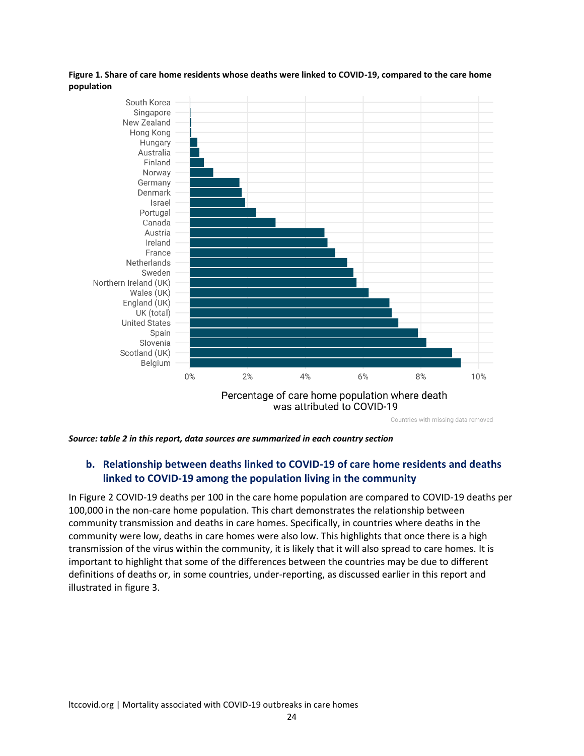**Figure 1. Share of care home residents whose deaths were linked to COVID-19, compared to the care home population**

*Source: table 2 in this report, data sources are summarized in each country section*

### b. Relationship between deaths linked to COVID-19 of care home residents and deaths linked to COVID-19 among the population living in the community

In Figure 2 COVID-19 deaths per 100 in the care home population are compared to COVID-19 deaths per 100,000 in the non-care home population. This chart demonstrates the relationship between community transmission and deaths in care homes. Specifically, in countries where deaths in the community were low, deaths in care homes were also low. This highlights that once there is a high transmission of the virus within the community, it is likely that it will also spread to care homes. It is important to highlight that some of the differences between the countries may be due to different definitions of deaths or, in some countries, under-reporting, as discussed earlier in this report and illustrated in figure 3.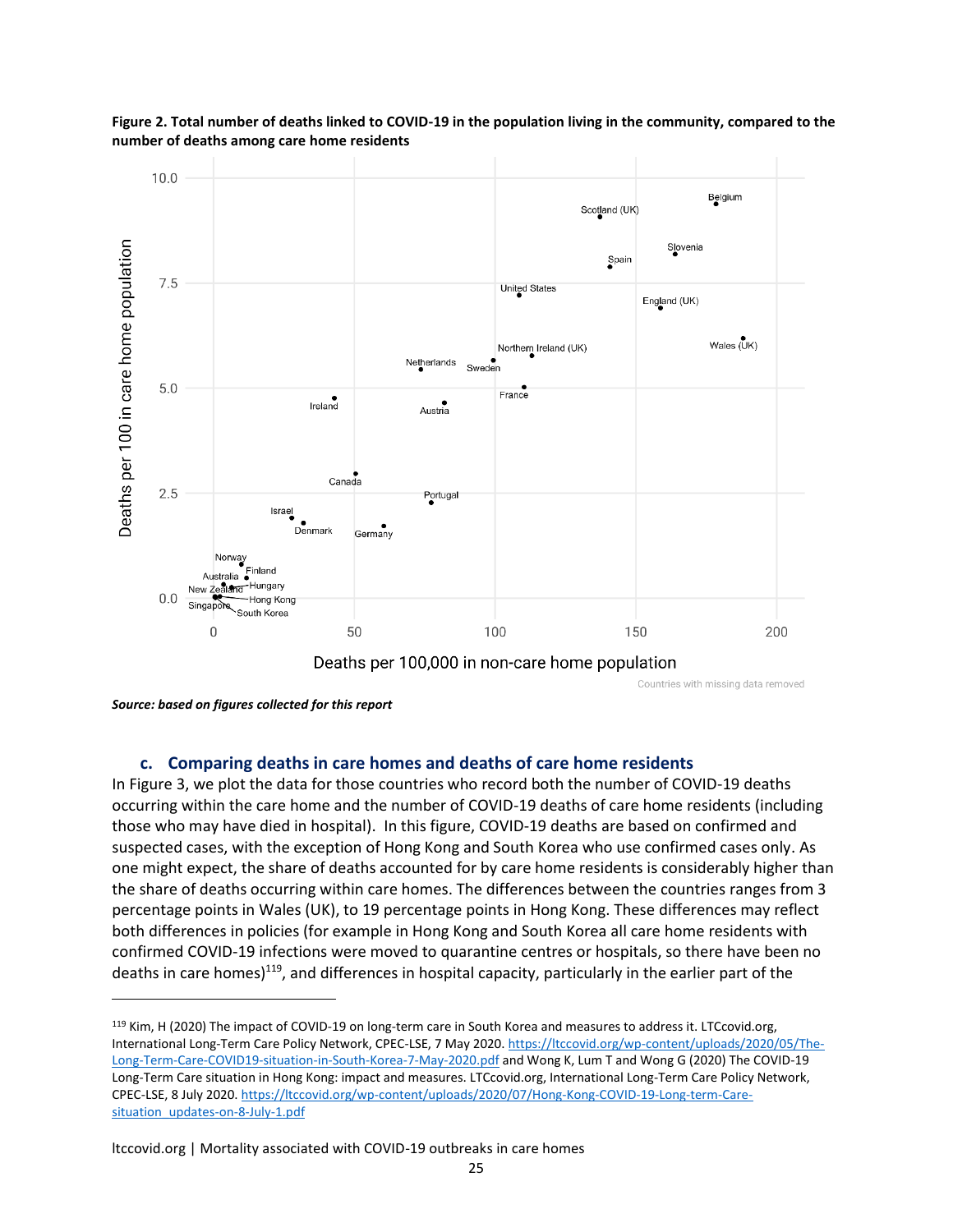**Figure 2. Total number of deaths linked to COVID-19 in the population living in the community, compared to the number of deaths among care home residents**

*Source: based on figures collected for this report*

### c. Comparing deaths in care homes and deaths of care home residents

In Figure 3, we plot the data for those countries who record both the number of COVID-19 deaths occurring within the care home and the number of COVID-19 deaths of care home residents (including those who may have died in hospital). In this figure, COVID-19 deaths are based on confirmed and suspected cases, with the exception of Hong Kong and South Korea who use confirmed cases only. As one might expect, the share of deaths accounted for by care home residents is considerably higher than the share of deaths occurring within care homes. The differences between the countries ranges from 3 percentage points in Wales (UK), to 19 percentage points in Hong Kong. These differences may reflect both differences in policies (for example in Hong Kong and South Korea all care home residents with confirmed COVID-19 infections were moved to quarantine centres or hospitals, so there have been no deaths in care homes)[119], and differences in hospital capacity, particularly in the earlier part of the

---

[119] Kim, H (2020) The impact of COVID-19 on long-term care in South Korea and measures to address it. LTCcovid.org, International Long-Term Care Policy Network, CPEC-LSE, 7 May 2020. https://ltccovid.org/wp-content/uploads/2020/05/The-Long-Term-Care-COVID19-situation-in-South-Korea-7-May-2020.pdf and Wong K, Lum T and Wong G (2020) The COVID-19 Long-Term Care situation in Hong Kong: impact and measures. LTCcovid.org, International Long-Term Care Policy Network, CPEC-LSE, 8 July 2020. https://ltccovid.org/wp-content/uploads/2020/07/Hong-Kong-COVID-19-Long-term-Care-situation_updates-on-8-July-1.pdf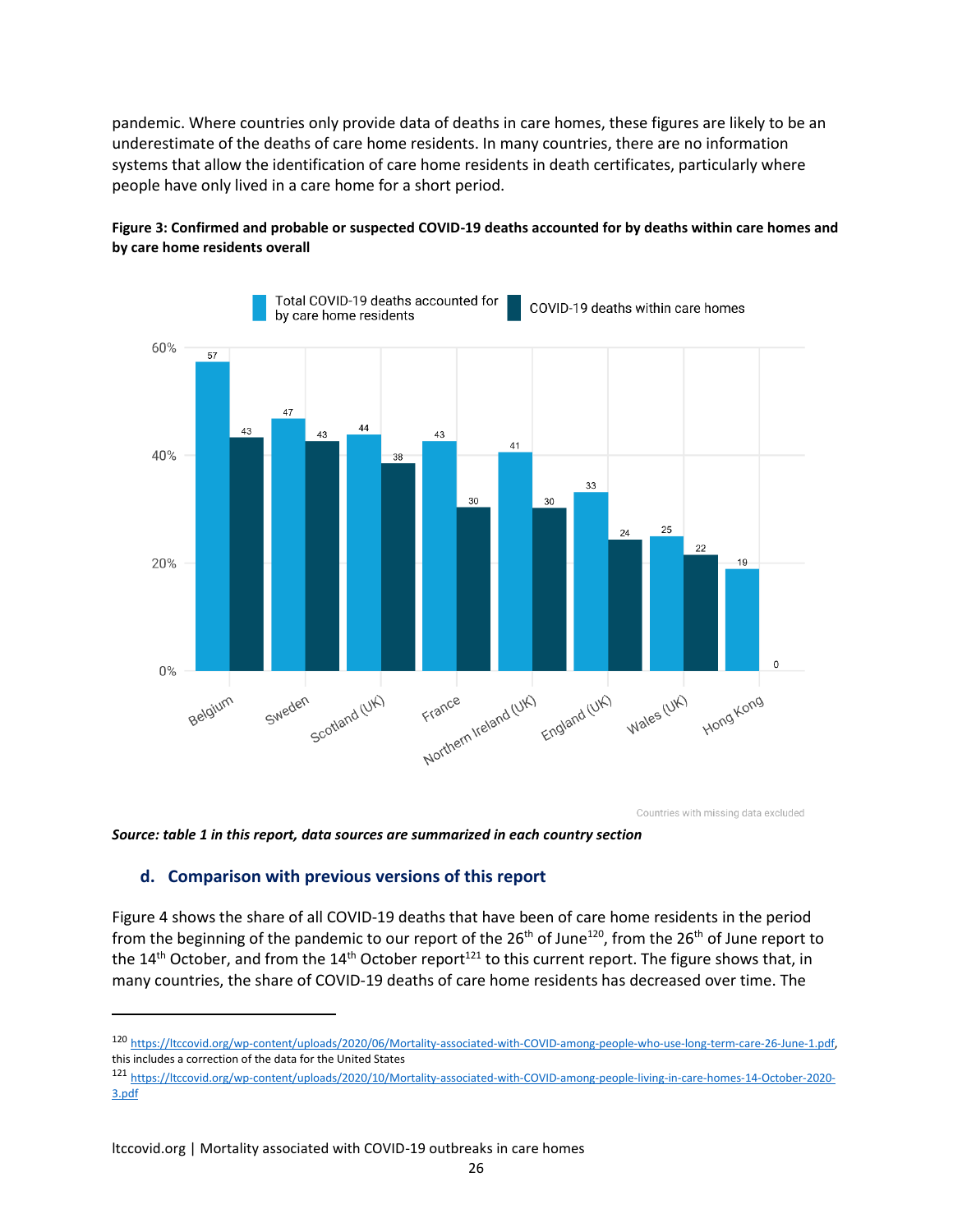pandemic. Where countries only provide data of deaths in care homes, these figures are likely to be an underestimate of the deaths of care home residents. In many countries, there are no information systems that allow the identification of care home residents in death certificates, particularly where people have only lived in a care home for a short period.

**Figure 3: Confirmed and probable or suspected COVID-19 deaths accounted for by deaths within care homes and by care home residents overall**

| Country | Total COVID-19 deaths accounted for by care home residents (%) | COVID-19 deaths within care homes (%) |
|---|---|---|
| Belgium | 57 | 43 |
| Sweden | 47 | 43 |
| Scotland (UK) | 44 | 38 |
| France | 43 | 30 |
| Northern Ireland (UK) | 41 | 30 |
| England (UK) | 33 | 24 |
| Wales (UK) | 25 | 22 |
| Hong Kong | 19 | 0 |

Countries with missing data excluded

***Source: table 1 in this report, data sources are summarized in each country section***

### d. Comparison with previous versions of this report

Figure 4 shows the share of all COVID-19 deaths that have been of care home residents in the period from the beginning of the pandemic to our report of the 26th of June[120], from the 26th of June report to the 14th October, and from the 14th October report[121] to this current report. The figure shows that, in many countries, the share of COVID-19 deaths of care home residents has decreased over time. The

---

[120] https://ltccovid.org/wp-content/uploads/2020/06/Mortality-associated-with-COVID-among-people-who-use-long-term-care-26-June-1.pdf, this includes a correction of the data for the United States

[121] https://ltccovid.org/wp-content/uploads/2020/10/Mortality-associated-with-COVID-among-people-living-in-care-homes-14-October-2020-3.pdf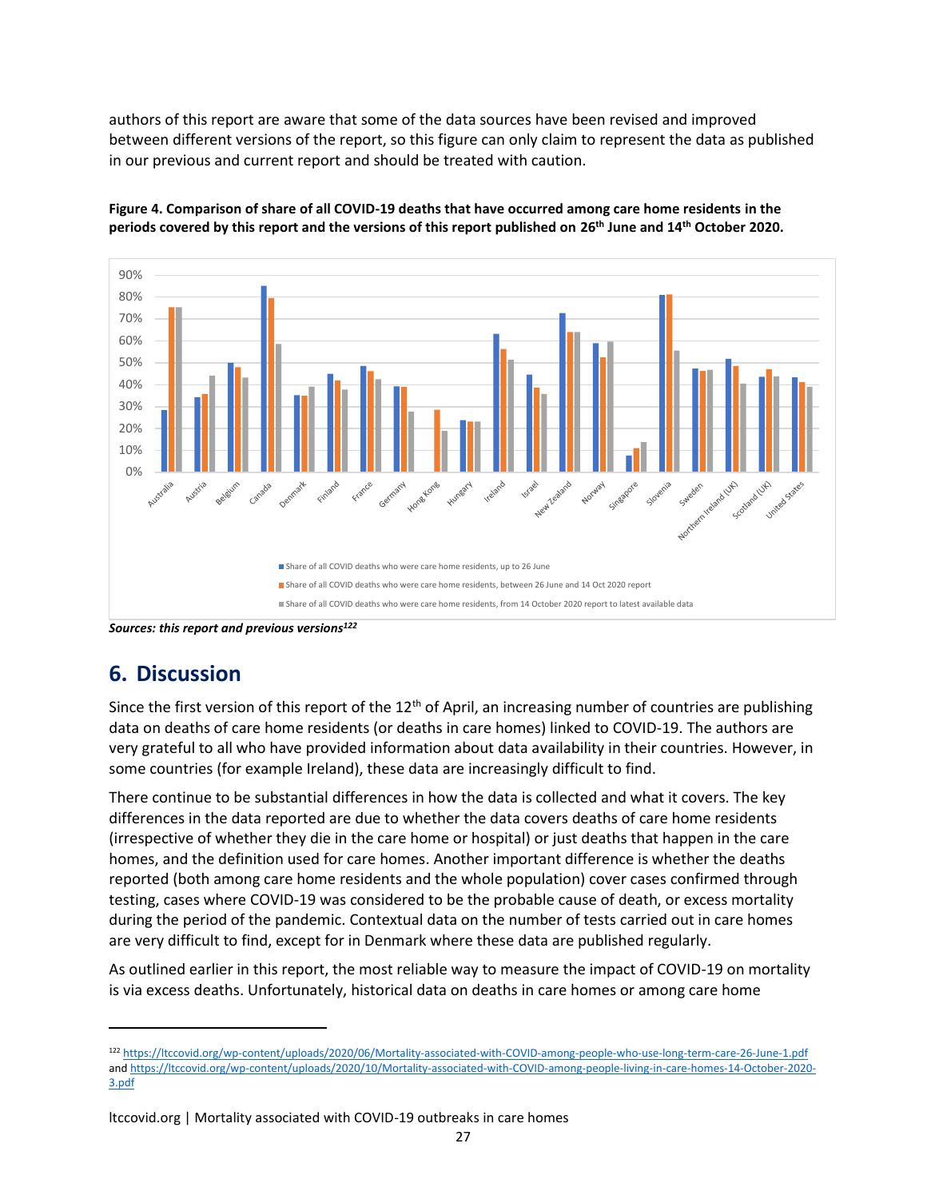authors of this report are aware that some of the data sources have been revised and improved between different versions of the report, so this figure can only claim to represent the data as published in our previous and current report and should be treated with caution.

**Figure 4. Comparison of share of all COVID-19 deaths that have occurred among care home residents in the periods covered by this report and the versions of this report published on 26th June and 14th October 2020.**

***Sources: this report and previous versions[122]***

## 6. Discussion

Since the first version of this report of the 12th of April, an increasing number of countries are publishing data on deaths of care home residents (or deaths in care homes) linked to COVID-19. The authors are very grateful to all who have provided information about data availability in their countries. However, in some countries (for example Ireland), these data are increasingly difficult to find.

There continue to be substantial differences in how the data is collected and what it covers. The key differences in the data reported are due to whether the data covers deaths of care home residents (irrespective of whether they die in the care home or hospital) or just deaths that happen in the care homes, and the definition used for care homes. Another important difference is whether the deaths reported (both among care home residents and the whole population) cover cases confirmed through testing, cases where COVID-19 was considered to be the probable cause of death, or excess mortality during the period of the pandemic. Contextual data on the number of tests carried out in care homes are very difficult to find, except for in Denmark where these data are published regularly.

As outlined earlier in this report, the most reliable way to measure the impact of COVID-19 on mortality is via excess deaths. Unfortunately, historical data on deaths in care homes or among care home

---

[122] https://ltccovid.org/wp-content/uploads/2020/06/Mortality-associated-with-COVID-among-people-who-use-long-term-care-26-June-1.pdf and https://ltccovid.org/wp-content/uploads/2020/10/Mortality-associated-with-COVID-among-people-living-in-care-homes-14-October-2020-3.pdf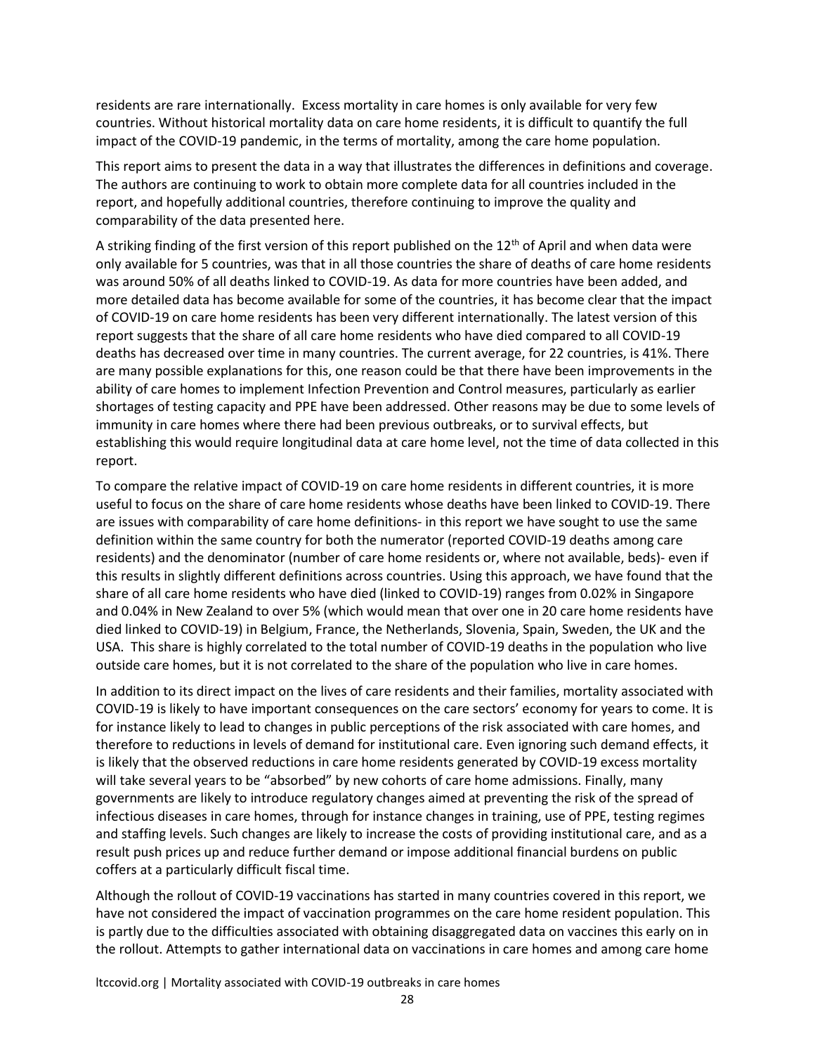residents are rare internationally. Excess mortality in care homes is only available for very few countries. Without historical mortality data on care home residents, it is difficult to quantify the full impact of the COVID-19 pandemic, in the terms of mortality, among the care home population.

This report aims to present the data in a way that illustrates the differences in definitions and coverage. The authors are continuing to work to obtain more complete data for all countries included in the report, and hopefully additional countries, therefore continuing to improve the quality and comparability of the data presented here.

A striking finding of the first version of this report published on the 12th of April and when data were only available for 5 countries, was that in all those countries the share of deaths of care home residents was around 50% of all deaths linked to COVID-19. As data for more countries have been added, and more detailed data has become available for some of the countries, it has become clear that the impact of COVID-19 on care home residents has been very different internationally. The latest version of this report suggests that the share of all care home residents who have died compared to all COVID-19 deaths has decreased over time in many countries. The current average, for 22 countries, is 41%. There are many possible explanations for this, one reason could be that there have been improvements in the ability of care homes to implement Infection Prevention and Control measures, particularly as earlier shortages of testing capacity and PPE have been addressed. Other reasons may be due to some levels of immunity in care homes where there had been previous outbreaks, or to survival effects, but establishing this would require longitudinal data at care home level, not the time of data collected in this report.

To compare the relative impact of COVID-19 on care home residents in different countries, it is more useful to focus on the share of care home residents whose deaths have been linked to COVID-19. There are issues with comparability of care home definitions- in this report we have sought to use the same definition within the same country for both the numerator (reported COVID-19 deaths among care residents) and the denominator (number of care home residents or, where not available, beds)- even if this results in slightly different definitions across countries. Using this approach, we have found that the share of all care home residents who have died (linked to COVID-19) ranges from 0.02% in Singapore and 0.04% in New Zealand to over 5% (which would mean that over one in 20 care home residents have died linked to COVID-19) in Belgium, France, the Netherlands, Slovenia, Spain, Sweden, the UK and the USA. This share is highly correlated to the total number of COVID-19 deaths in the population who live outside care homes, but it is not correlated to the share of the population who live in care homes.

In addition to its direct impact on the lives of care residents and their families, mortality associated with COVID-19 is likely to have important consequences on the care sectors' economy for years to come. It is for instance likely to lead to changes in public perceptions of the risk associated with care homes, and therefore to reductions in levels of demand for institutional care. Even ignoring such demand effects, it is likely that the observed reductions in care home residents generated by COVID-19 excess mortality will take several years to be "absorbed" by new cohorts of care home admissions. Finally, many governments are likely to introduce regulatory changes aimed at preventing the risk of the spread of infectious diseases in care homes, through for instance changes in training, use of PPE, testing regimes and staffing levels. Such changes are likely to increase the costs of providing institutional care, and as a result push prices up and reduce further demand or impose additional financial burdens on public coffers at a particularly difficult fiscal time.

Although the rollout of COVID-19 vaccinations has started in many countries covered in this report, we have not considered the impact of vaccination programmes on the care home resident population. This is partly due to the difficulties associated with obtaining disaggregated data on vaccines this early on in the rollout. Attempts to gather international data on vaccinations in care homes and among care home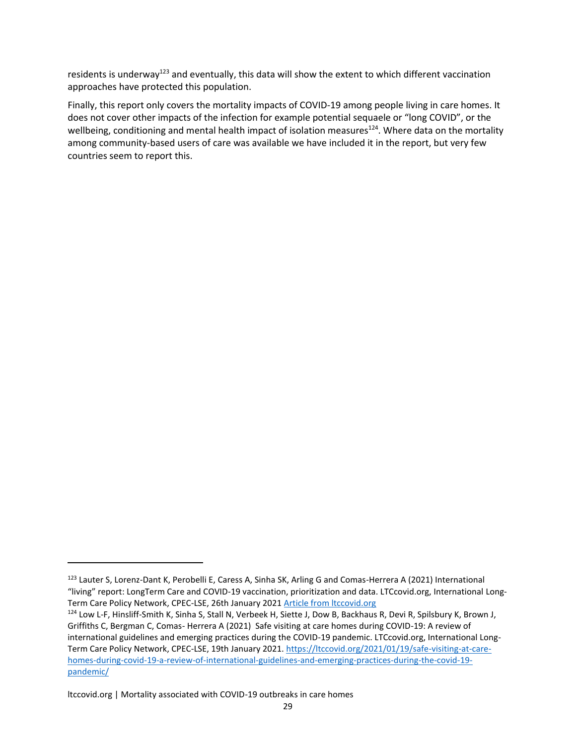residents is underway[123] and eventually, this data will show the extent to which different vaccination approaches have protected this population.

Finally, this report only covers the mortality impacts of COVID-19 among people living in care homes. It does not cover other impacts of the infection for example potential sequaele or "long COVID", or the wellbeing, conditioning and mental health impact of isolation measures[124]. Where data on the mortality among community-based users of care was available we have included it in the report, but very few countries seem to report this.

---

[123] Lauter S, Lorenz-Dant K, Perobelli E, Caress A, Sinha SK, Arling G and Comas-Herrera A (2021) International "living" report: LongTerm Care and COVID-19 vaccination, prioritization and data. LTCcovid.org, International Long-Term Care Policy Network, CPEC-LSE, 26th January 2021 [Article from ltccovid.org]

[124] Low L-F, Hinsliff-Smith K, Sinha S, Stall N, Verbeek H, Siette J, Dow B, Backhaus R, Devi R, Spilsbury K, Brown J, Griffiths C, Bergman C, Comas- Herrera A (2021) Safe visiting at care homes during COVID-19: A review of international guidelines and emerging practices during the COVID-19 pandemic. LTCcovid.org, International Long-Term Care Policy Network, CPEC-LSE, 19th January 2021. https://ltccovid.org/2021/01/19/safe-visiting-at-care-homes-during-covid-19-a-review-of-international-guidelines-and-emerging-practices-during-the-covid-19-pandemic/